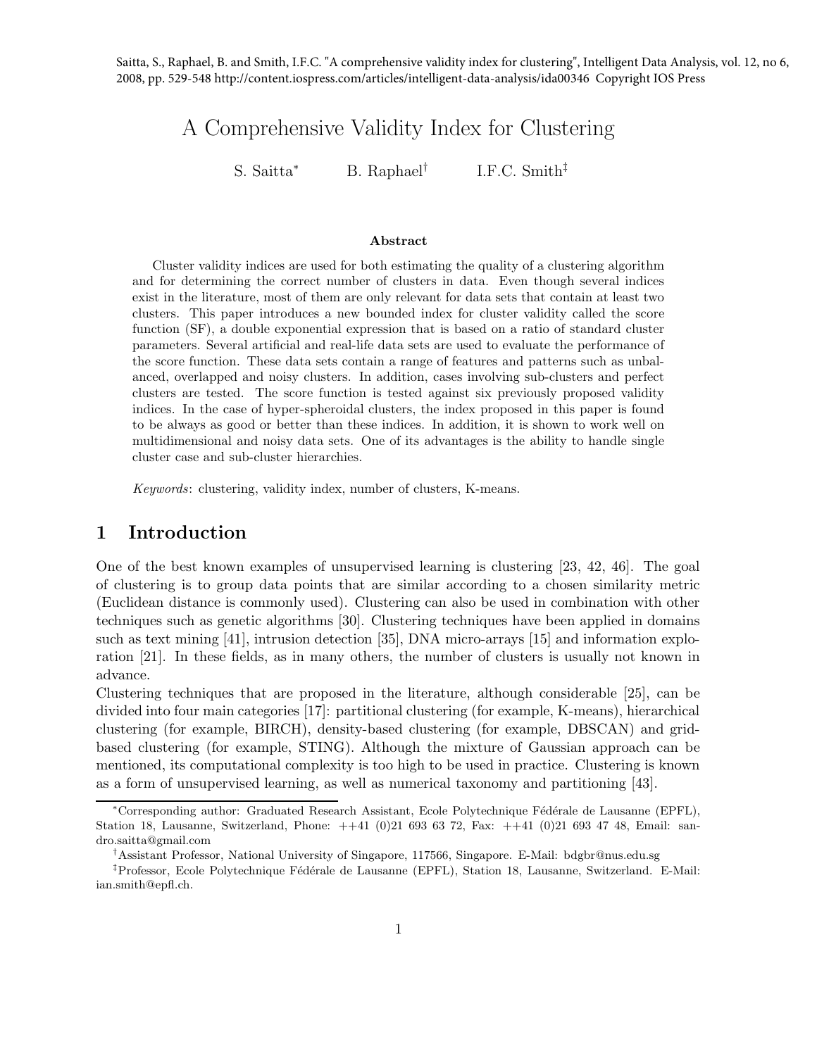Saitta, S., Raphael, B. and Smith, I.F.C. "A comprehensive validity index for clustering", Intelligent Data Analysis, vol. 12, no 6, 2008, pp. 529-548 http://content.iospress.com/articles/intelligent-data-analysis/ida00346 Copyright IOS Press

# A Comprehensive Validity Index for Clustering

S. Saitta* B. Raphael† I.F.C. Smith‡

### Abstract

Cluster validity indices are used for both estimating the quality of a clustering algorithm and for determining the correct number of clusters in data. Even though several indices exist in the literature, most of them are only relevant for data sets that contain at least two clusters. This paper introduces a new bounded index for cluster validity called the score function (SF), a double exponential expression that is based on a ratio of standard cluster parameters. Several artificial and real-life data sets are used to evaluate the performance of the score function. These data sets contain a range of features and patterns such as unbalanced, overlapped and noisy clusters. In addition, cases involving sub-clusters and perfect clusters are tested. The score function is tested against six previously proposed validity indices. In the case of hyper-spheroidal clusters, the index proposed in this paper is found to be always as good or better than these indices. In addition, it is shown to work well on multidimensional and noisy data sets. One of its advantages is the ability to handle single cluster case and sub-cluster hierarchies.

*Keywords*: clustering, validity index, number of clusters, K-means.

## 1 Introduction

One of the best known examples of unsupervised learning is clustering [23, 42, 46]. The goal of clustering is to group data points that are similar according to a chosen similarity metric (Euclidean distance is commonly used). Clustering can also be used in combination with other techniques such as genetic algorithms [30]. Clustering techniques have been applied in domains such as text mining [41], intrusion detection [35], DNA micro-arrays [15] and information exploration [21]. In these fields, as in many others, the number of clusters is usually not known in advance.

Clustering techniques that are proposed in the literature, although considerable [25], can be divided into four main categories [17]: partitional clustering (for example, K-means), hierarchical clustering (for example, BIRCH), density-based clustering (for example, DBSCAN) and grid-based clustering (for example, STING). Although the mixture of Gaussian approach can be mentioned, its computational complexity is too high to be used in practice. Clustering is known as a form of unsupervised learning, as well as numerical taxonomy and partitioning [43].

*Corresponding author: Graduated Research Assistant, Ecole Polytechnique Fédérale de Lausanne (EPFL), Station 18, Lausanne, Switzerland, Phone: ++41 (0)21 693 63 72, Fax: ++41 (0)21 693 47 48, Email: sandro.saitta@gmail.com

†Assistant Professor, National University of Singapore, 117566, Singapore. E-Mail: bdgbr@nus.edu.sg

‡Professor, Ecole Polytechnique Fédérale de Lausanne (EPFL), Station 18, Lausanne, Switzerland. E-Mail: ian.smith@epfl.ch.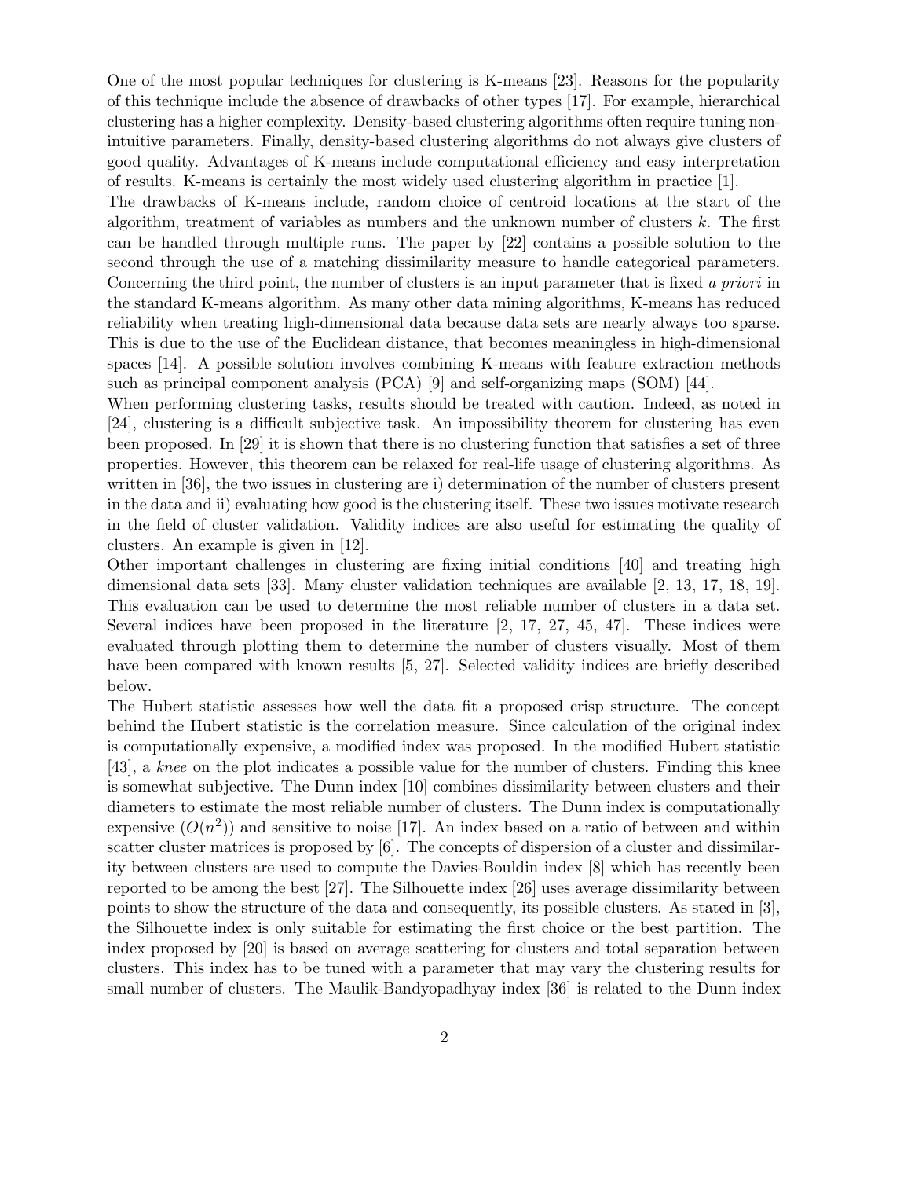One of the most popular techniques for clustering is K-means [23]. Reasons for the popularity of this technique include the absence of drawbacks of other types [17]. For example, hierarchical clustering has a higher complexity. Density-based clustering algorithms often require tuning non-intuitive parameters. Finally, density-based clustering algorithms do not always give clusters of good quality. Advantages of K-means include computational efficiency and easy interpretation of results. K-means is certainly the most widely used clustering algorithm in practice [1].

The drawbacks of K-means include, random choice of centroid locations at the start of the algorithm, treatment of variables as numbers and the unknown number of clusters $k$. The first can be handled through multiple runs. The paper by [22] contains a possible solution to the second through the use of a matching dissimilarity measure to handle categorical parameters. Concerning the third point, the number of clusters is an input parameter that is fixed *a priori* in the standard K-means algorithm. As many other data mining algorithms, K-means has reduced reliability when treating high-dimensional data because data sets are nearly always too sparse. This is due to the use of the Euclidean distance, that becomes meaningless in high-dimensional spaces [14]. A possible solution involves combining K-means with feature extraction methods such as principal component analysis (PCA) [9] and self-organizing maps (SOM) [44].

When performing clustering tasks, results should be treated with caution. Indeed, as noted in [24], clustering is a difficult subjective task. An impossibility theorem for clustering has even been proposed. In [29] it is shown that there is no clustering function that satisfies a set of three properties. However, this theorem can be relaxed for real-life usage of clustering algorithms. As written in [36], the two issues in clustering are i) determination of the number of clusters present in the data and ii) evaluating how good is the clustering itself. These two issues motivate research in the field of cluster validation. Validity indices are also useful for estimating the quality of clusters. An example is given in [12].

Other important challenges in clustering are fixing initial conditions [40] and treating high dimensional data sets [33]. Many cluster validation techniques are available [2, 13, 17, 18, 19]. This evaluation can be used to determine the most reliable number of clusters in a data set. Several indices have been proposed in the literature [2, 17, 27, 45, 47]. These indices were evaluated through plotting them to determine the number of clusters visually. Most of them have been compared with known results [5, 27]. Selected validity indices are briefly described below.

The Hubert statistic assesses how well the data fit a proposed crisp structure. The concept behind the Hubert statistic is the correlation measure. Since calculation of the original index is computationally expensive, a modified index was proposed. In the modified Hubert statistic [43], a *knee* on the plot indicates a possible value for the number of clusters. Finding this knee is somewhat subjective. The Dunn index [10] combines dissimilarity between clusters and their diameters to estimate the most reliable number of clusters. The Dunn index is computationally expensive ($O(n^2)$) and sensitive to noise [17]. An index based on a ratio of between and within scatter cluster matrices is proposed by [6]. The concepts of dispersion of a cluster and dissimilarity between clusters are used to compute the Davies-Bouldin index [8] which has recently been reported to be among the best [27]. The Silhouette index [26] uses average dissimilarity between points to show the structure of the data and consequently, its possible clusters. As stated in [3], the Silhouette index is only suitable for estimating the first choice or the best partition. The index proposed by [20] is based on average scattering for clusters and total separation between clusters. This index has to be tuned with a parameter that may vary the clustering results for small number of clusters. The Maulik-Bandyopadhyay index [36] is related to the Dunn index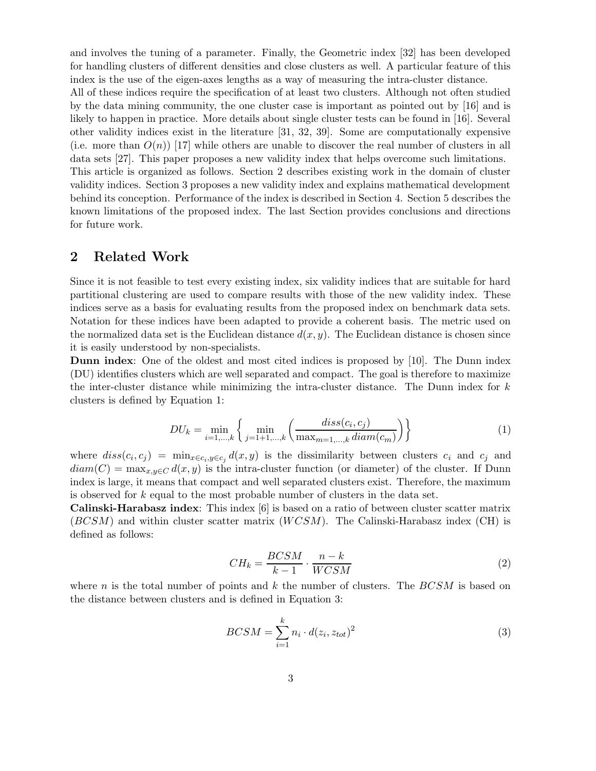and involves the tuning of a parameter. Finally, the Geometric index [32] has been developed for handling clusters of different densities and close clusters as well. A particular feature of this index is the use of the eigen-axes lengths as a way of measuring the intra-cluster distance.
All of these indices require the specification of at least two clusters. Although not often studied by the data mining community, the one cluster case is important as pointed out by [16] and is likely to happen in practice. More details about single cluster tests can be found in [16]. Several other validity indices exist in the literature [31, 32, 39]. Some are computationally expensive (i.e. more than $O(n)$) [17] while others are unable to discover the real number of clusters in all data sets [27]. This paper proposes a new validity index that helps overcome such limitations.
This article is organized as follows. Section 2 describes existing work in the domain of cluster validity indices. Section 3 proposes a new validity index and explains mathematical development behind its conception. Performance of the index is described in Section 4. Section 5 describes the known limitations of the proposed index. The last Section provides conclusions and directions for future work.

## 2 Related Work

Since it is not feasible to test every existing index, six validity indices that are suitable for hard partitional clustering are used to compare results with those of the new validity index. These indices serve as a basis for evaluating results from the proposed index on benchmark data sets. Notation for these indices have been adapted to provide a coherent basis. The metric used on the normalized data set is the Euclidean distance $d(x, y)$. The Euclidean distance is chosen since it is easily understood by non-specialists.

**Dunn index**: One of the oldest and most cited indices is proposed by [10]. The Dunn index (DU) identifies clusters which are well separated and compact. The goal is therefore to maximize the inter-cluster distance while minimizing the intra-cluster distance. The Dunn index for $k$ clusters is defined by Equation 1:

$$DU_k = \min_{i=1,\ldots,k} \left\{ \min_{j=1+1,\ldots,k} \left( \frac{diss(c_i, c_j)}{\max_{m=1,\ldots,k} diam(c_m)} \right) \right\} \tag{1}$$

where $diss(c_i, c_j) = \min_{x \in c_i, y \in c_j} d(x, y)$ is the dissimilarity between clusters $c_i$ and $c_j$ and $diam(C) = \max_{x,y \in C} d(x, y)$ is the intra-cluster function (or diameter) of the cluster. If Dunn index is large, it means that compact and well separated clusters exist. Therefore, the maximum is observed for $k$ equal to the most probable number of clusters in the data set.

**Calinski-Harabasz index**: This index [6] is based on a ratio of between cluster scatter matrix ($BCSM$) and within cluster scatter matrix ($WCSM$). The Calinski-Harabasz index (CH) is defined as follows:

$$CH_k = \frac{BCSM}{k-1} \cdot \frac{n-k}{WCSM} \tag{2}$$

where $n$ is the total number of points and $k$ the number of clusters. The $BCSM$ is based on the distance between clusters and is defined in Equation 3:

$$BCSM = \sum_{i=1}^{k} n_i \cdot d(z_i, z_{tot})^2 \tag{3}$$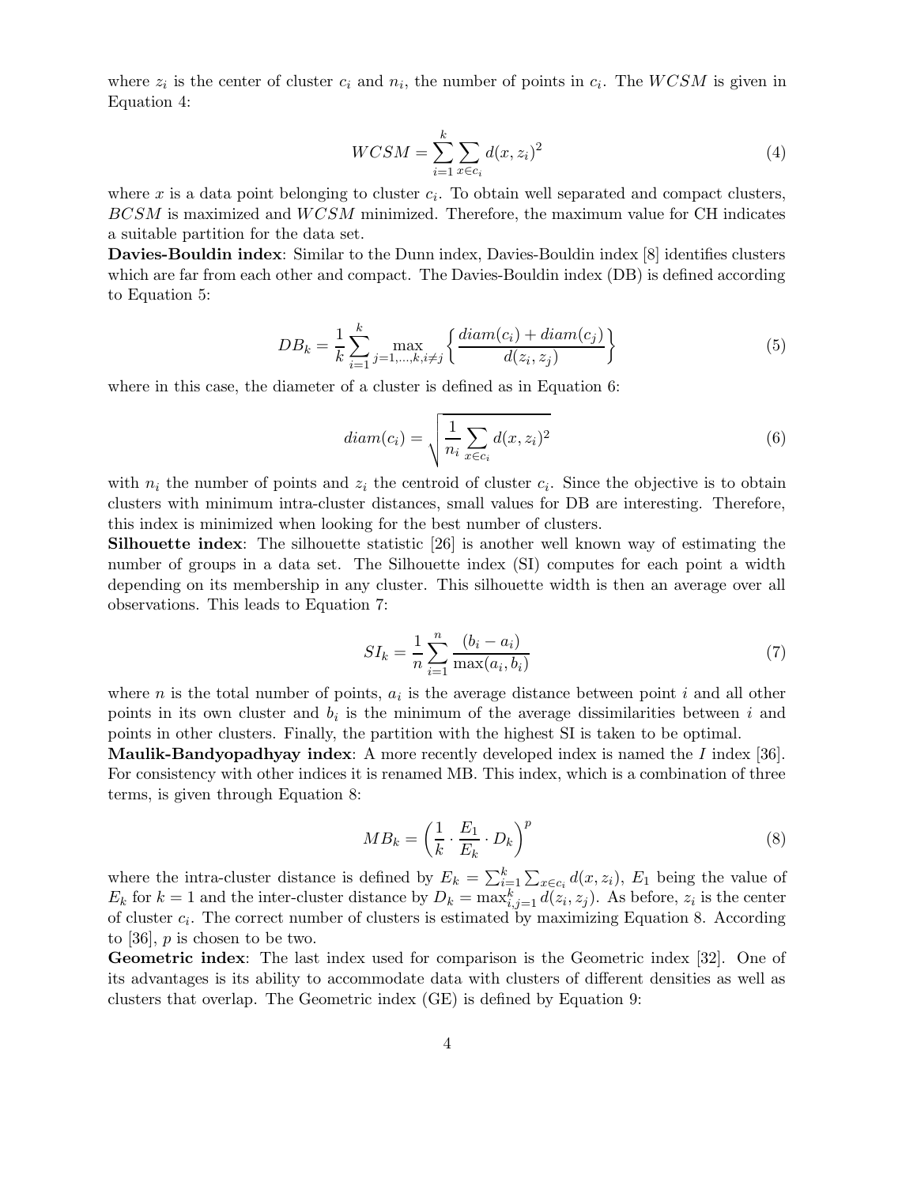where $z_i$ is the center of cluster $c_i$ and $n_i$, the number of points in $c_i$. The $WCSM$ is given in Equation 4:

$$WCSM = \sum_{i=1}^{k} \sum_{x \in c_i} d(x, z_i)^2 \tag{4}$$

where $x$ is a data point belonging to cluster $c_i$. To obtain well separated and compact clusters, $BCSM$ is maximized and $WCSM$ minimized. Therefore, the maximum value for CH indicates a suitable partition for the data set.

**Davies-Bouldin index**: Similar to the Dunn index, Davies-Bouldin index [8] identifies clusters which are far from each other and compact. The Davies-Bouldin index (DB) is defined according to Equation 5:

$$DB_k = \frac{1}{k} \sum_{i=1}^{k} \max_{j=1,\ldots,k, i \neq j} \left\{ \frac{diam(c_i) + diam(c_j)}{d(z_i, z_j)} \right\} \tag{5}$$

where in this case, the diameter of a cluster is defined as in Equation 6:

$$diam(c_i) = \sqrt{\frac{1}{n_i} \sum_{x \in c_i} d(x, z_i)^2} \tag{6}$$

with $n_i$ the number of points and $z_i$ the centroid of cluster $c_i$. Since the objective is to obtain clusters with minimum intra-cluster distances, small values for DB are interesting. Therefore, this index is minimized when looking for the best number of clusters.

**Silhouette index**: The silhouette statistic [26] is another well known way of estimating the number of groups in a data set. The Silhouette index (SI) computes for each point a width depending on its membership in any cluster. This silhouette width is then an average over all observations. This leads to Equation 7:

$$SI_k = \frac{1}{n} \sum_{i=1}^{n} \frac{(b_i - a_i)}{\max(a_i, b_i)} \tag{7}$$

where $n$ is the total number of points, $a_i$ is the average distance between point $i$ and all other points in its own cluster and $b_i$ is the minimum of the average dissimilarities between $i$ and points in other clusters. Finally, the partition with the highest SI is taken to be optimal.

**Maulik-Bandyopadhyay index**: A more recently developed index is named the $I$ index [36]. For consistency with other indices it is renamed MB. This index, which is a combination of three terms, is given through Equation 8:

$$MB_k = \left( \frac{1}{k} \cdot \frac{E_1}{E_k} \cdot D_k \right)^p \tag{8}$$

where the intra-cluster distance is defined by $E_k = \sum_{i=1}^{k} \sum_{x \in c_i} d(x, z_i)$, $E_1$ being the value of $E_k$ for $k = 1$ and the inter-cluster distance by $D_k = \max_{i,j=1}^{k} d(z_i, z_j)$. As before, $z_i$ is the center of cluster $c_i$. The correct number of clusters is estimated by maximizing Equation 8. According to [36], $p$ is chosen to be two.

**Geometric index**: The last index used for comparison is the Geometric index [32]. One of its advantages is its ability to accommodate data with clusters of different densities as well as clusters that overlap. The Geometric index (GE) is defined by Equation 9: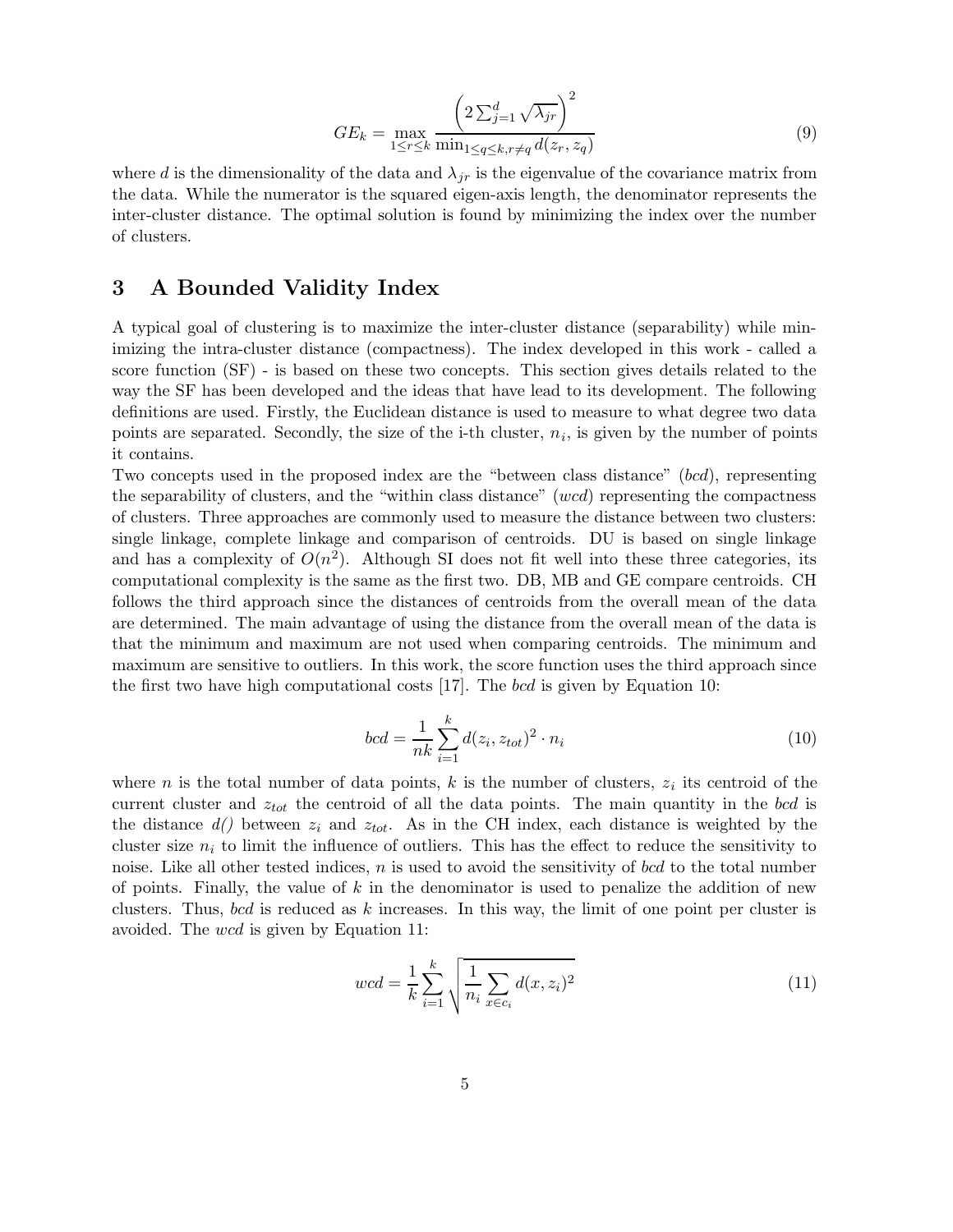$$GE_k = \max_{1 \le r \le k} \frac{\left(2 \sum_{j=1}^{d} \sqrt{\lambda_{jr}}\right)^2}{\min_{1 \le q \le k, r \ne q} d(z_r, z_q)} \tag{9}$$

where $d$ is the dimensionality of the data and $\lambda_{jr}$ is the eigenvalue of the covariance matrix from the data. While the numerator is the squared eigen-axis length, the denominator represents the inter-cluster distance. The optimal solution is found by minimizing the index over the number of clusters.

## 3 A Bounded Validity Index

A typical goal of clustering is to maximize the inter-cluster distance (separability) while minimizing the intra-cluster distance (compactness). The index developed in this work - called a score function (SF) - is based on these two concepts. This section gives details related to the way the SF has been developed and the ideas that have lead to its development. The following definitions are used. Firstly, the Euclidean distance is used to measure to what degree two data points are separated. Secondly, the size of the i-th cluster, $n_i$, is given by the number of points it contains.

Two concepts used in the proposed index are the "between class distance" (*bcd*), representing the separability of clusters, and the "within class distance" (*wcd*) representing the compactness of clusters. Three approaches are commonly used to measure the distance between two clusters: single linkage, complete linkage and comparison of centroids. DU is based on single linkage and has a complexity of $O(n^2)$. Although SI does not fit well into these three categories, its computational complexity is the same as the first two. DB, MB and GE compare centroids. CH follows the third approach since the distances of centroids from the overall mean of the data are determined. The main advantage of using the distance from the overall mean of the data is that the minimum and maximum are not used when comparing centroids. The minimum and maximum are sensitive to outliers. In this work, the score function uses the third approach since the first two have high computational costs [17]. The *bcd* is given by Equation 10:

$$bcd = \frac{1}{nk} \sum_{i=1}^{k} d(z_i, z_{tot})^2 \cdot n_i \tag{10}$$

where $n$ is the total number of data points, $k$ is the number of clusters, $z_i$ its centroid of the current cluster and $z_{tot}$ the centroid of all the data points. The main quantity in the *bcd* is the distance *d()* between $z_i$ and $z_{tot}$. As in the CH index, each distance is weighted by the cluster size $n_i$ to limit the influence of outliers. This has the effect to reduce the sensitivity to noise. Like all other tested indices, $n$ is used to avoid the sensitivity of *bcd* to the total number of points. Finally, the value of $k$ in the denominator is used to penalize the addition of new clusters. Thus, *bcd* is reduced as $k$ increases. In this way, the limit of one point per cluster is avoided. The *wcd* is given by Equation 11:

$$wcd = \frac{1}{k} \sum_{i=1}^{k} \sqrt{\frac{1}{n_i} \sum_{x \in c_i} d(x, z_i)^2} \tag{11}$$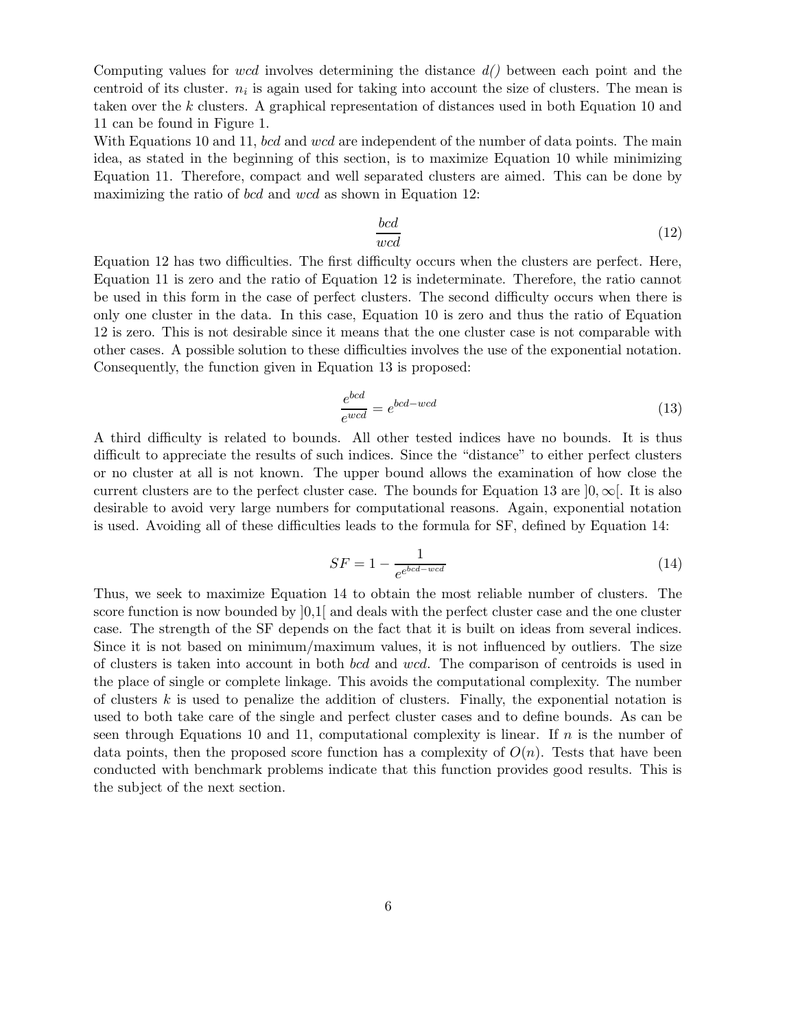Computing values for $wcd$ involves determining the distance $d()$ between each point and the centroid of its cluster. $n_i$ is again used for taking into account the size of clusters. The mean is taken over the $k$ clusters. A graphical representation of distances used in both Equation 10 and 11 can be found in Figure 1.

With Equations 10 and 11, $bcd$ and $wcd$ are independent of the number of data points. The main idea, as stated in the beginning of this section, is to maximize Equation 10 while minimizing Equation 11. Therefore, compact and well separated clusters are aimed. This can be done by maximizing the ratio of $bcd$ and $wcd$ as shown in Equation 12:

$$\frac{bcd}{wcd} \tag{12}$$

Equation 12 has two difficulties. The first difficulty occurs when the clusters are perfect. Here, Equation 11 is zero and the ratio of Equation 12 is indeterminate. Therefore, the ratio cannot be used in this form in the case of perfect clusters. The second difficulty occurs when there is only one cluster in the data. In this case, Equation 10 is zero and thus the ratio of Equation 12 is zero. This is not desirable since it means that the one cluster case is not comparable with other cases. A possible solution to these difficulties involves the use of the exponential notation. Consequently, the function given in Equation 13 is proposed:

$$\frac{e^{bcd}}{e^{wcd}} = e^{bcd-wcd} \tag{13}$$

A third difficulty is related to bounds. All other tested indices have no bounds. It is thus difficult to appreciate the results of such indices. Since the "distance" to either perfect clusters or no cluster at all is not known. The upper bound allows the examination of how close the current clusters are to the perfect cluster case. The bounds for Equation 13 are $]0, \infty[$. It is also desirable to avoid very large numbers for computational reasons. Again, exponential notation is used. Avoiding all of these difficulties leads to the formula for SF, defined by Equation 14:

$$SF = 1 - \frac{1}{e^{e^{bcd-wcd}}} \tag{14}$$

Thus, we seek to maximize Equation 14 to obtain the most reliable number of clusters. The score function is now bounded by $]0,1[$ and deals with the perfect cluster case and the one cluster case. The strength of the SF depends on the fact that it is built on ideas from several indices. Since it is not based on minimum/maximum values, it is not influenced by outliers. The size of clusters is taken into account in both $bcd$ and $wcd$. The comparison of centroids is used in the place of single or complete linkage. This avoids the computational complexity. The number of clusters $k$ is used to penalize the addition of clusters. Finally, the exponential notation is used to both take care of the single and perfect cluster cases and to define bounds. As can be seen through Equations 10 and 11, computational complexity is linear. If $n$ is the number of data points, then the proposed score function has a complexity of $O(n)$. Tests that have been conducted with benchmark problems indicate that this function provides good results. This is the subject of the next section.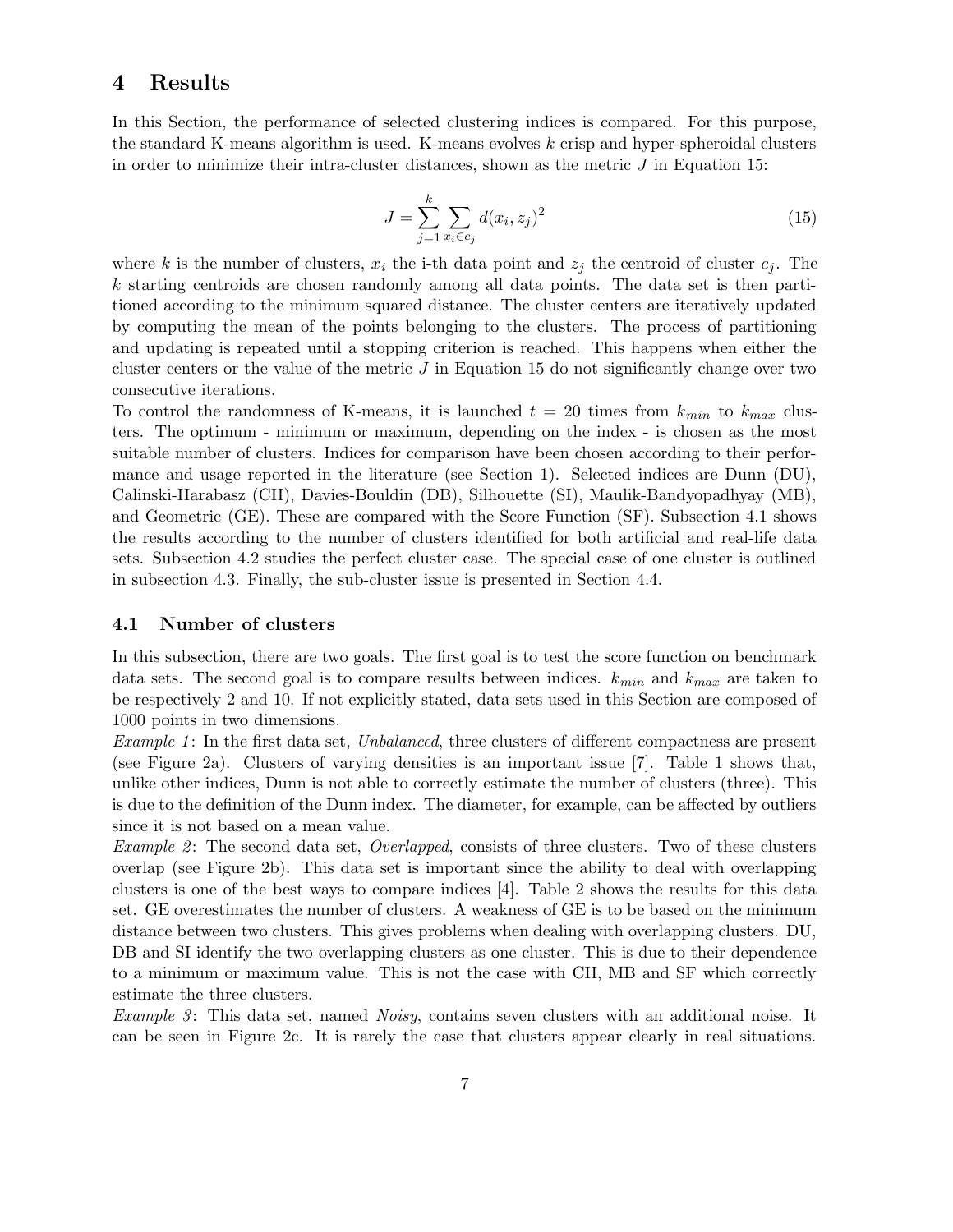# 4 Results

In this Section, the performance of selected clustering indices is compared. For this purpose, the standard K-means algorithm is used. K-means evolves $k$ crisp and hyper-spheroidal clusters in order to minimize their intra-cluster distances, shown as the metric $J$ in Equation 15:

$$J = \sum_{j=1}^{k} \sum_{x_i \in c_j} d(x_i, z_j)^2 \tag{15}$$

where $k$ is the number of clusters, $x_i$ the i-th data point and $z_j$ the centroid of cluster $c_j$. The $k$ starting centroids are chosen randomly among all data points. The data set is then partitioned according to the minimum squared distance. The cluster centers are iteratively updated by computing the mean of the points belonging to the clusters. The process of partitioning and updating is repeated until a stopping criterion is reached. This happens when either the cluster centers or the value of the metric $J$ in Equation 15 do not significantly change over two consecutive iterations.

To control the randomness of K-means, it is launched $t = 20$ times from $k_{min}$ to $k_{max}$ clusters. The optimum - minimum or maximum, depending on the index - is chosen as the most suitable number of clusters. Indices for comparison have been chosen according to their performance and usage reported in the literature (see Section 1). Selected indices are Dunn (DU), Calinski-Harabasz (CH), Davies-Bouldin (DB), Silhouette (SI), Maulik-Bandyopadhyay (MB), and Geometric (GE). These are compared with the Score Function (SF). Subsection 4.1 shows the results according to the number of clusters identified for both artificial and real-life data sets. Subsection 4.2 studies the perfect cluster case. The special case of one cluster is outlined in subsection 4.3. Finally, the sub-cluster issue is presented in Section 4.4.

## 4.1 Number of clusters

In this subsection, there are two goals. The first goal is to test the score function on benchmark data sets. The second goal is to compare results between indices. $k_{min}$ and $k_{max}$ are taken to be respectively 2 and 10. If not explicitly stated, data sets used in this Section are composed of 1000 points in two dimensions.

*Example 1*: In the first data set, *Unbalanced*, three clusters of different compactness are present (see Figure 2a). Clusters of varying densities is an important issue [7]. Table 1 shows that, unlike other indices, Dunn is not able to correctly estimate the number of clusters (three). This is due to the definition of the Dunn index. The diameter, for example, can be affected by outliers since it is not based on a mean value.

*Example 2*: The second data set, *Overlapped*, consists of three clusters. Two of these clusters overlap (see Figure 2b). This data set is important since the ability to deal with overlapping clusters is one of the best ways to compare indices [4]. Table 2 shows the results for this data set. GE overestimates the number of clusters. A weakness of GE is to be based on the minimum distance between two clusters. This gives problems when dealing with overlapping clusters. DU, DB and SI identify the two overlapping clusters as one cluster. This is due to their dependence to a minimum or maximum value. This is not the case with CH, MB and SF which correctly estimate the three clusters.

*Example 3*: This data set, named *Noisy*, contains seven clusters with an additional noise. It can be seen in Figure 2c. It is rarely the case that clusters appear clearly in real situations.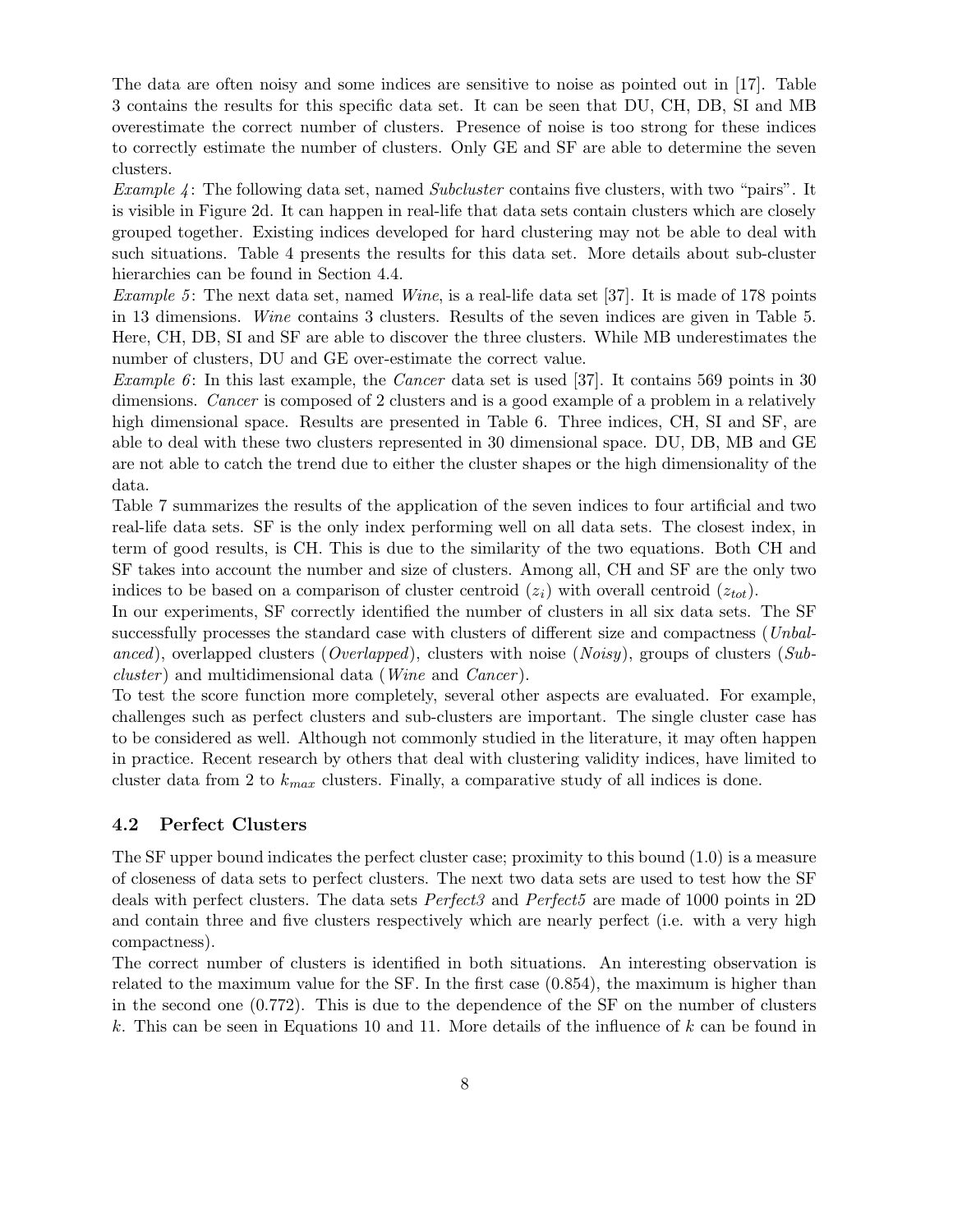The data are often noisy and some indices are sensitive to noise as pointed out in [17]. Table 3 contains the results for this specific data set. It can be seen that DU, CH, DB, SI and MB overestimate the correct number of clusters. Presence of noise is too strong for these indices to correctly estimate the number of clusters. Only GE and SF are able to determine the seven clusters.

*Example 4*: The following data set, named *Subcluster* contains five clusters, with two "pairs". It is visible in Figure 2d. It can happen in real-life that data sets contain clusters which are closely grouped together. Existing indices developed for hard clustering may not be able to deal with such situations. Table 4 presents the results for this data set. More details about sub-cluster hierarchies can be found in Section 4.4.

*Example 5*: The next data set, named *Wine*, is a real-life data set [37]. It is made of 178 points in 13 dimensions. *Wine* contains 3 clusters. Results of the seven indices are given in Table 5. Here, CH, DB, SI and SF are able to discover the three clusters. While MB underestimates the number of clusters, DU and GE over-estimate the correct value.

*Example 6*: In this last example, the *Cancer* data set is used [37]. It contains 569 points in 30 dimensions. *Cancer* is composed of 2 clusters and is a good example of a problem in a relatively high dimensional space. Results are presented in Table 6. Three indices, CH, SI and SF, are able to deal with these two clusters represented in 30 dimensional space. DU, DB, MB and GE are not able to catch the trend due to either the cluster shapes or the high dimensionality of the data.

Table 7 summarizes the results of the application of the seven indices to four artificial and two real-life data sets. SF is the only index performing well on all data sets. The closest index, in term of good results, is CH. This is due to the similarity of the two equations. Both CH and SF takes into account the number and size of clusters. Among all, CH and SF are the only two indices to be based on a comparison of cluster centroid ($z_i$) with overall centroid ($z_{tot}$).

In our experiments, SF correctly identified the number of clusters in all six data sets. The SF successfully processes the standard case with clusters of different size and compactness (*Unbalanced*), overlapped clusters (*Overlapped*), clusters with noise (*Noisy*), groups of clusters (*Subcluster*) and multidimensional data (*Wine* and *Cancer*).

To test the score function more completely, several other aspects are evaluated. For example, challenges such as perfect clusters and sub-clusters are important. The single cluster case has to be considered as well. Although not commonly studied in the literature, it may often happen in practice. Recent research by others that deal with clustering validity indices, have limited to cluster data from 2 to $k_{max}$ clusters. Finally, a comparative study of all indices is done.

### 4.2 Perfect Clusters

The SF upper bound indicates the perfect cluster case; proximity to this bound (1.0) is a measure of closeness of data sets to perfect clusters. The next two data sets are used to test how the SF deals with perfect clusters. The data sets *Perfect3* and *Perfect5* are made of 1000 points in 2D and contain three and five clusters respectively which are nearly perfect (i.e. with a very high compactness).

The correct number of clusters is identified in both situations. An interesting observation is related to the maximum value for the SF. In the first case (0.854), the maximum is higher than in the second one (0.772). This is due to the dependence of the SF on the number of clusters $k$. This can be seen in Equations 10 and 11. More details of the influence of $k$ can be found in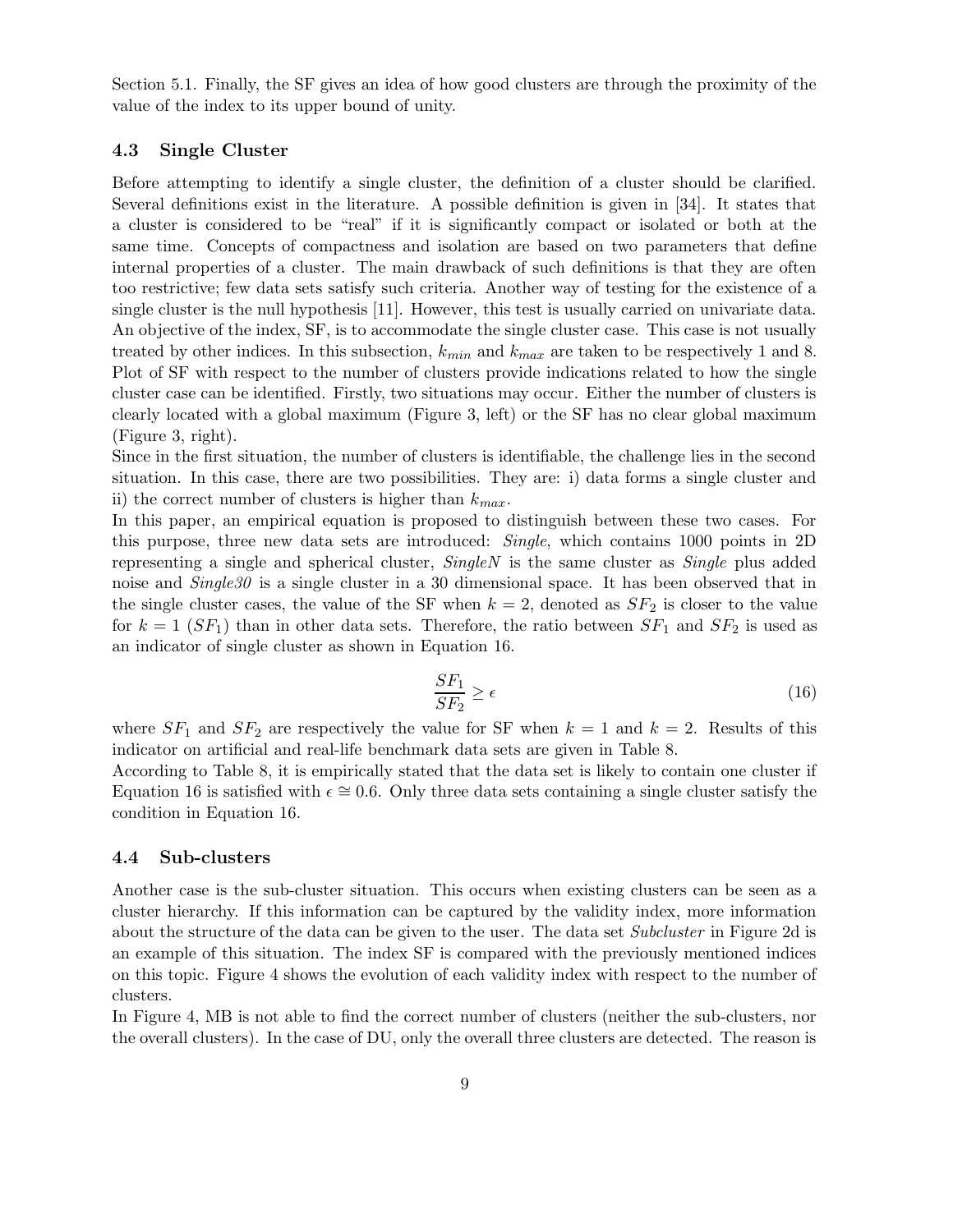Section 5.1. Finally, the SF gives an idea of how good clusters are through the proximity of the value of the index to its upper bound of unity.

### 4.3 Single Cluster

Before attempting to identify a single cluster, the definition of a cluster should be clarified. Several definitions exist in the literature. A possible definition is given in [34]. It states that a cluster is considered to be "real" if it is significantly compact or isolated or both at the same time. Concepts of compactness and isolation are based on two parameters that define internal properties of a cluster. The main drawback of such definitions is that they are often too restrictive; few data sets satisfy such criteria. Another way of testing for the existence of a single cluster is the null hypothesis [11]. However, this test is usually carried on univariate data. An objective of the index, SF, is to accommodate the single cluster case. This case is not usually treated by other indices. In this subsection, $k_{min}$ and $k_{max}$ are taken to be respectively 1 and 8. Plot of SF with respect to the number of clusters provide indications related to how the single cluster case can be identified. Firstly, two situations may occur. Either the number of clusters is clearly located with a global maximum (Figure 3, left) or the SF has no clear global maximum (Figure 3, right).

Since in the first situation, the number of clusters is identifiable, the challenge lies in the second situation. In this case, there are two possibilities. They are: i) data forms a single cluster and ii) the correct number of clusters is higher than $k_{max}$.

In this paper, an empirical equation is proposed to distinguish between these two cases. For this purpose, three new data sets are introduced: *Single*, which contains 1000 points in 2D representing a single and spherical cluster, *SingleN* is the same cluster as *Single* plus added noise and *Single30* is a single cluster in a 30 dimensional space. It has been observed that in the single cluster cases, the value of the SF when $k = 2$, denoted as $SF_2$ is closer to the value for $k = 1$ ($SF_1$) than in other data sets. Therefore, the ratio between $SF_1$ and $SF_2$ is used as an indicator of single cluster as shown in Equation 16.

$$\frac{SF_1}{SF_2} \geq \epsilon \tag{16}$$

where $SF_1$ and $SF_2$ are respectively the value for SF when $k = 1$ and $k = 2$. Results of this indicator on artificial and real-life benchmark data sets are given in Table 8.

According to Table 8, it is empirically stated that the data set is likely to contain one cluster if Equation 16 is satisfied with $\epsilon \cong 0.6$. Only three data sets containing a single cluster satisfy the condition in Equation 16.

### 4.4 Sub-clusters

Another case is the sub-cluster situation. This occurs when existing clusters can be seen as a cluster hierarchy. If this information can be captured by the validity index, more information about the structure of the data can be given to the user. The data set *Subcluster* in Figure 2d is an example of this situation. The index SF is compared with the previously mentioned indices on this topic. Figure 4 shows the evolution of each validity index with respect to the number of clusters.

In Figure 4, MB is not able to find the correct number of clusters (neither the sub-clusters, nor the overall clusters). In the case of DU, only the overall three clusters are detected. The reason is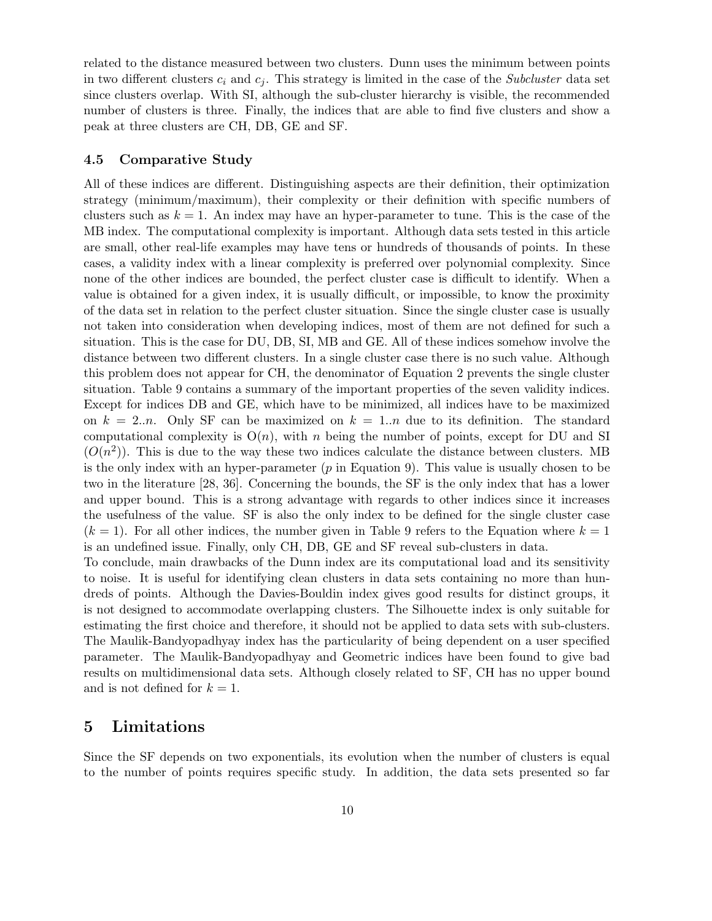related to the distance measured between two clusters. Dunn uses the minimum between points in two different clusters $c_i$ and $c_j$. This strategy is limited in the case of the *Subcluster* data set since clusters overlap. With SI, although the sub-cluster hierarchy is visible, the recommended number of clusters is three. Finally, the indices that are able to find five clusters and show a peak at three clusters are CH, DB, GE and SF.

### 4.5 Comparative Study

All of these indices are different. Distinguishing aspects are their definition, their optimization strategy (minimum/maximum), their complexity or their definition with specific numbers of clusters such as $k = 1$. An index may have an hyper-parameter to tune. This is the case of the MB index. The computational complexity is important. Although data sets tested in this article are small, other real-life examples may have tens or hundreds of thousands of points. In these cases, a validity index with a linear complexity is preferred over polynomial complexity. Since none of the other indices are bounded, the perfect cluster case is difficult to identify. When a value is obtained for a given index, it is usually difficult, or impossible, to know the proximity of the data set in relation to the perfect cluster situation. Since the single cluster case is usually not taken into consideration when developing indices, most of them are not defined for such a situation. This is the case for DU, DB, SI, MB and GE. All of these indices somehow involve the distance between two different clusters. In a single cluster case there is no such value. Although this problem does not appear for CH, the denominator of Equation 2 prevents the single cluster situation. Table 9 contains a summary of the important properties of the seven validity indices. Except for indices DB and GE, which have to be minimized, all indices have to be maximized on $k = 2..n$. Only SF can be maximized on $k = 1..n$ due to its definition. The standard computational complexity is $O(n)$, with $n$ being the number of points, except for DU and SI ($O(n^2)$). This is due to the way these two indices calculate the distance between clusters. MB is the only index with an hyper-parameter ($p$ in Equation 9). This value is usually chosen to be two in the literature [28, 36]. Concerning the bounds, the SF is the only index that has a lower and upper bound. This is a strong advantage with regards to other indices since it increases the usefulness of the value. SF is also the only index to be defined for the single cluster case ($k = 1$). For all other indices, the number given in Table 9 refers to the Equation where $k = 1$ is an undefined issue. Finally, only CH, DB, GE and SF reveal sub-clusters in data.

To conclude, main drawbacks of the Dunn index are its computational load and its sensitivity to noise. It is useful for identifying clean clusters in data sets containing no more than hundreds of points. Although the Davies-Bouldin index gives good results for distinct groups, it is not designed to accommodate overlapping clusters. The Silhouette index is only suitable for estimating the first choice and therefore, it should not be applied to data sets with sub-clusters. The Maulik-Bandyopadhyay index has the particularity of being dependent on a user specified parameter. The Maulik-Bandyopadhyay and Geometric indices have been found to give bad results on multidimensional data sets. Although closely related to SF, CH has no upper bound and is not defined for $k = 1$.

## 5 Limitations

Since the SF depends on two exponentials, its evolution when the number of clusters is equal to the number of points requires specific study. In addition, the data sets presented so far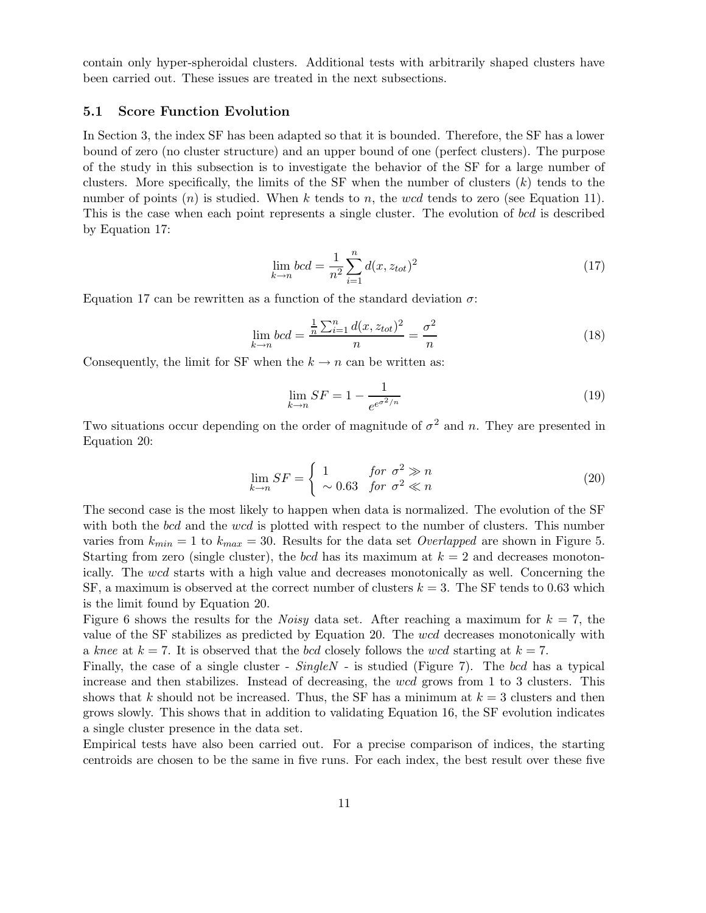contain only hyper-spheroidal clusters. Additional tests with arbitrarily shaped clusters have been carried out. These issues are treated in the next subsections.

### 5.1 Score Function Evolution

In Section 3, the index SF has been adapted so that it is bounded. Therefore, the SF has a lower bound of zero (no cluster structure) and an upper bound of one (perfect clusters). The purpose of the study in this subsection is to investigate the behavior of the SF for a large number of clusters. More specifically, the limits of the SF when the number of clusters ($k$) tends to the number of points ($n$) is studied. When $k$ tends to $n$, the *wcd* tends to zero (see Equation 11). This is the case when each point represents a single cluster. The evolution of *bcd* is described by Equation 17:

$$\lim_{k \to n} bcd = \frac{1}{n^2} \sum_{i=1}^{n} d(x, z_{tot})^2 \tag{17}$$

Equation 17 can be rewritten as a function of the standard deviation $\sigma$:

$$\lim_{k \to n} bcd = \frac{\frac{1}{n} \sum_{i=1}^{n} d(x, z_{tot})^2}{n} = \frac{\sigma^2}{n} \tag{18}$$

Consequently, the limit for SF when the $k \to n$ can be written as:

$$\lim_{k \to n} SF = 1 - \frac{1}{e^{e^{\sigma^2/n}}} \tag{19}$$

Two situations occur depending on the order of magnitude of $\sigma^2$ and $n$. They are presented in Equation 20:

$$\lim_{k \to n} SF = \begin{cases} 1 & for \ \sigma^2 \gg n \\ \sim 0.63 & for \ \sigma^2 \ll n \end{cases} \tag{20}$$

The second case is the most likely to happen when data is normalized. The evolution of the SF with both the *bcd* and the *wcd* is plotted with respect to the number of clusters. This number varies from $k_{min} = 1$ to $k_{max} = 30$. Results for the data set *Overlapped* are shown in Figure 5. Starting from zero (single cluster), the *bcd* has its maximum at $k = 2$ and decreases monotonically. The *wcd* starts with a high value and decreases monotonically as well. Concerning the SF, a maximum is observed at the correct number of clusters $k = 3$. The SF tends to 0.63 which is the limit found by Equation 20.

Figure 6 shows the results for the *Noisy* data set. After reaching a maximum for $k = 7$, the value of the SF stabilizes as predicted by Equation 20. The *wcd* decreases monotonically with a *knee* at $k = 7$. It is observed that the *bcd* closely follows the *wcd* starting at $k = 7$.

Finally, the case of a single cluster - *SingleN* - is studied (Figure 7). The *bcd* has a typical increase and then stabilizes. Instead of decreasing, the *wcd* grows from 1 to 3 clusters. This shows that $k$ should not be increased. Thus, the SF has a minimum at $k = 3$ clusters and then grows slowly. This shows that in addition to validating Equation 16, the SF evolution indicates a single cluster presence in the data set.

Empirical tests have also been carried out. For a precise comparison of indices, the starting centroids are chosen to be the same in five runs. For each index, the best result over these five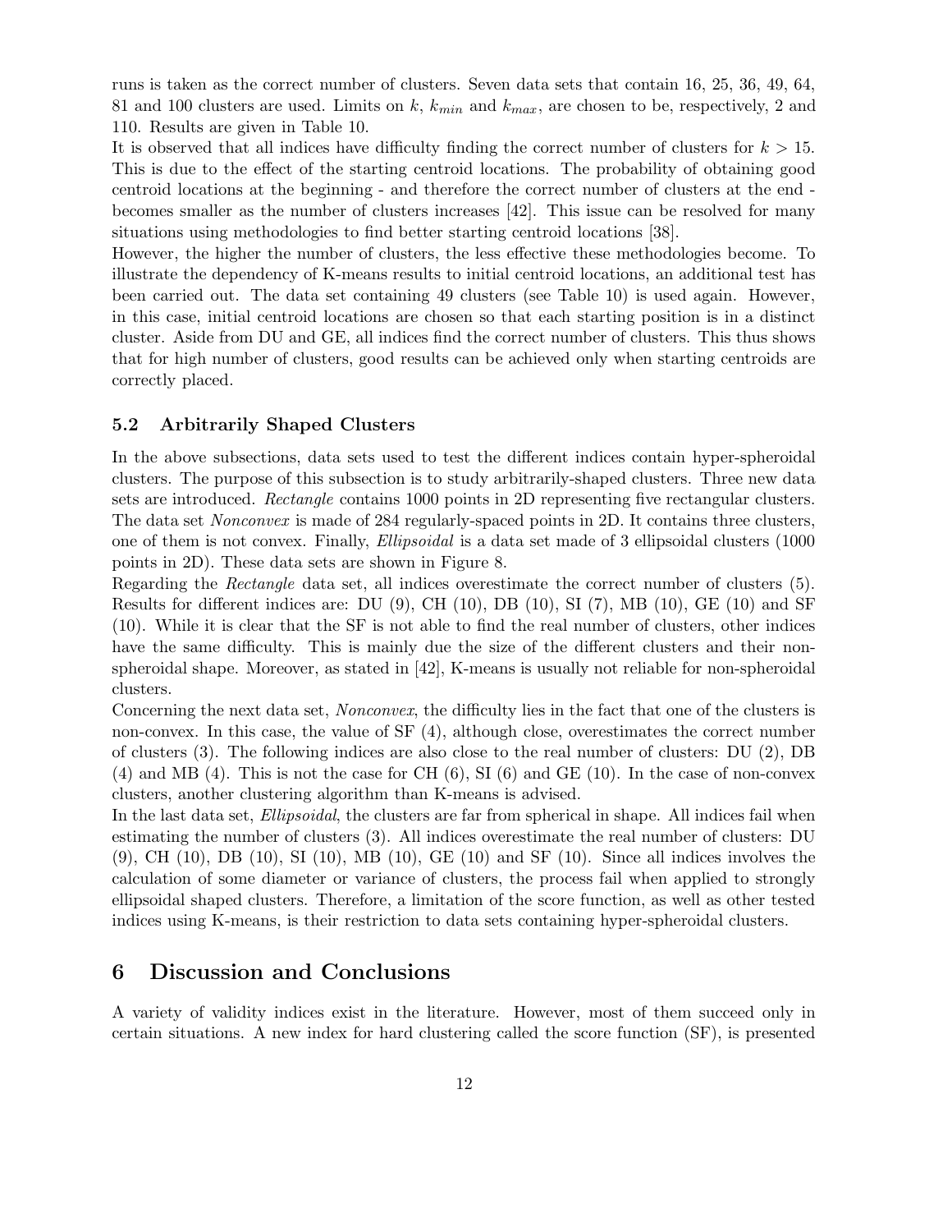runs is taken as the correct number of clusters. Seven data sets that contain 16, 25, 36, 49, 64, 81 and 100 clusters are used. Limits on $k$, $k_{min}$ and $k_{max}$, are chosen to be, respectively, 2 and 110. Results are given in Table 10.

It is observed that all indices have difficulty finding the correct number of clusters for $k > 15$. This is due to the effect of the starting centroid locations. The probability of obtaining good centroid locations at the beginning - and therefore the correct number of clusters at the end - becomes smaller as the number of clusters increases [42]. This issue can be resolved for many situations using methodologies to find better starting centroid locations [38].

However, the higher the number of clusters, the less effective these methodologies become. To illustrate the dependency of K-means results to initial centroid locations, an additional test has been carried out. The data set containing 49 clusters (see Table 10) is used again. However, in this case, initial centroid locations are chosen so that each starting position is in a distinct cluster. Aside from DU and GE, all indices find the correct number of clusters. This thus shows that for high number of clusters, good results can be achieved only when starting centroids are correctly placed.

### 5.2 Arbitrarily Shaped Clusters

In the above subsections, data sets used to test the different indices contain hyper-spheroidal clusters. The purpose of this subsection is to study arbitrarily-shaped clusters. Three new data sets are introduced. *Rectangle* contains 1000 points in 2D representing five rectangular clusters. The data set *Nonconvex* is made of 284 regularly-spaced points in 2D. It contains three clusters, one of them is not convex. Finally, *Ellipsoidal* is a data set made of 3 ellipsoidal clusters (1000 points in 2D). These data sets are shown in Figure 8.

Regarding the *Rectangle* data set, all indices overestimate the correct number of clusters (5). Results for different indices are: DU (9), CH (10), DB (10), SI (7), MB (10), GE (10) and SF (10). While it is clear that the SF is not able to find the real number of clusters, other indices have the same difficulty. This is mainly due the size of the different clusters and their non-spheroidal shape. Moreover, as stated in [42], K-means is usually not reliable for non-spheroidal clusters.

Concerning the next data set, *Nonconvex*, the difficulty lies in the fact that one of the clusters is non-convex. In this case, the value of SF (4), although close, overestimates the correct number of clusters (3). The following indices are also close to the real number of clusters: DU (2), DB (4) and MB (4). This is not the case for CH (6), SI (6) and GE (10). In the case of non-convex clusters, another clustering algorithm than K-means is advised.

In the last data set, *Ellipsoidal*, the clusters are far from spherical in shape. All indices fail when estimating the number of clusters (3). All indices overestimate the real number of clusters: DU (9), CH (10), DB (10), SI (10), MB (10), GE (10) and SF (10). Since all indices involves the calculation of some diameter or variance of clusters, the process fail when applied to strongly ellipsoidal shaped clusters. Therefore, a limitation of the score function, as well as other tested indices using K-means, is their restriction to data sets containing hyper-spheroidal clusters.

## 6 Discussion and Conclusions

A variety of validity indices exist in the literature. However, most of them succeed only in certain situations. A new index for hard clustering called the score function (SF), is presented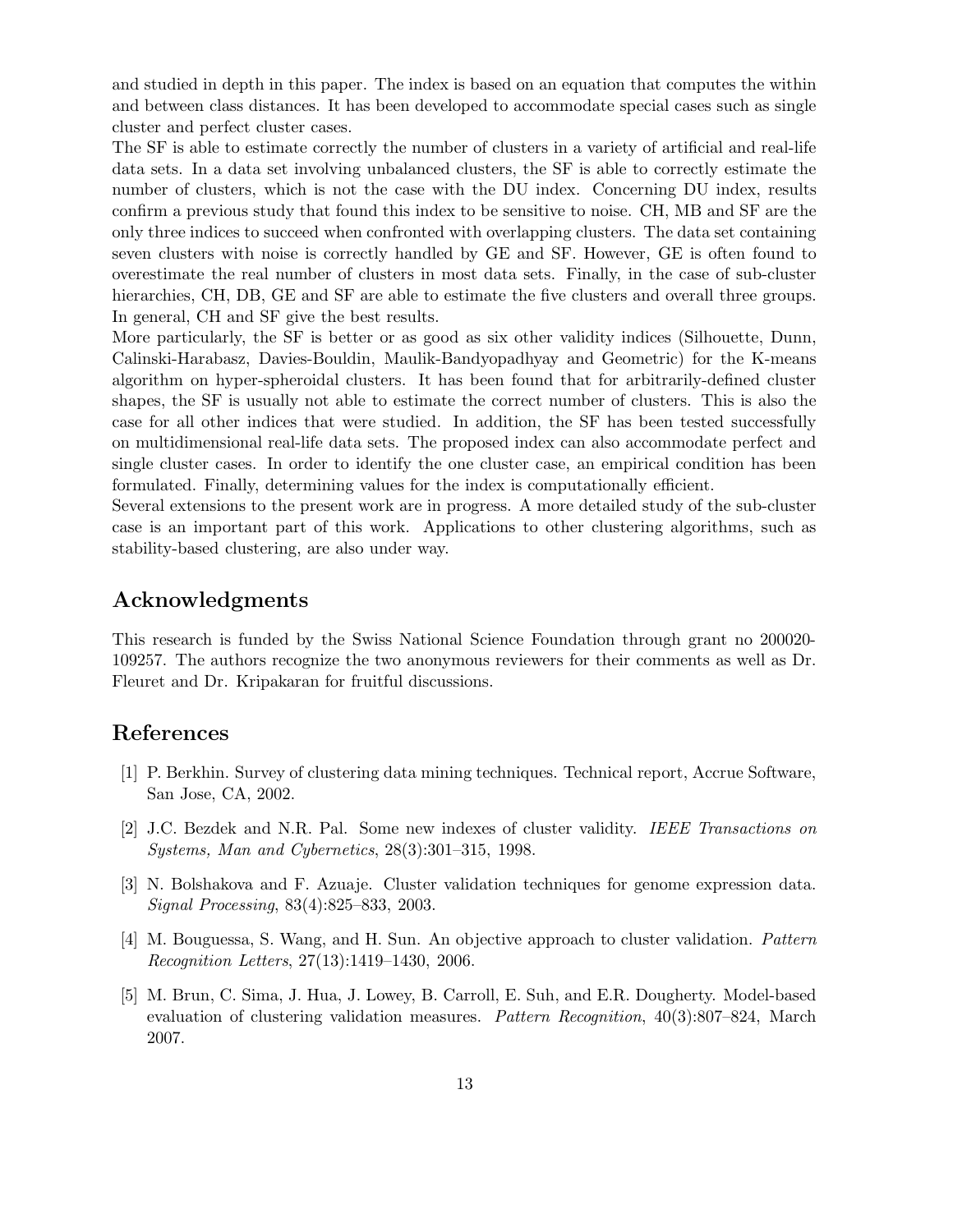and studied in depth in this paper. The index is based on an equation that computes the within and between class distances. It has been developed to accommodate special cases such as single cluster and perfect cluster cases.

The SF is able to estimate correctly the number of clusters in a variety of artificial and real-life data sets. In a data set involving unbalanced clusters, the SF is able to correctly estimate the number of clusters, which is not the case with the DU index. Concerning DU index, results confirm a previous study that found this index to be sensitive to noise. CH, MB and SF are the only three indices to succeed when confronted with overlapping clusters. The data set containing seven clusters with noise is correctly handled by GE and SF. However, GE is often found to overestimate the real number of clusters in most data sets. Finally, in the case of sub-cluster hierarchies, CH, DB, GE and SF are able to estimate the five clusters and overall three groups. In general, CH and SF give the best results.

More particularly, the SF is better or as good as six other validity indices (Silhouette, Dunn, Calinski-Harabasz, Davies-Bouldin, Maulik-Bandyopadhyay and Geometric) for the K-means algorithm on hyper-spheroidal clusters. It has been found that for arbitrarily-defined cluster shapes, the SF is usually not able to estimate the correct number of clusters. This is also the case for all other indices that were studied. In addition, the SF has been tested successfully on multidimensional real-life data sets. The proposed index can also accommodate perfect and single cluster cases. In order to identify the one cluster case, an empirical condition has been formulated. Finally, determining values for the index is computationally efficient.

Several extensions to the present work are in progress. A more detailed study of the sub-cluster case is an important part of this work. Applications to other clustering algorithms, such as stability-based clustering, are also under way.

## Acknowledgments

This research is funded by the Swiss National Science Foundation through grant no 200020-109257. The authors recognize the two anonymous reviewers for their comments as well as Dr. Fleuret and Dr. Kripakaran for fruitful discussions.

## References

[1] P. Berkhin. Survey of clustering data mining techniques. Technical report, Accrue Software, San Jose, CA, 2002.

[2] J.C. Bezdek and N.R. Pal. Some new indexes of cluster validity. *IEEE Transactions on Systems, Man and Cybernetics*, 28(3):301–315, 1998.

[3] N. Bolshakova and F. Azuaje. Cluster validation techniques for genome expression data. *Signal Processing*, 83(4):825–833, 2003.

[4] M. Bouguessa, S. Wang, and H. Sun. An objective approach to cluster validation. *Pattern Recognition Letters*, 27(13):1419–1430, 2006.

[5] M. Brun, C. Sima, J. Hua, J. Lowey, B. Carroll, E. Suh, and E.R. Dougherty. Model-based evaluation of clustering validation measures. *Pattern Recognition*, 40(3):807–824, March 2007.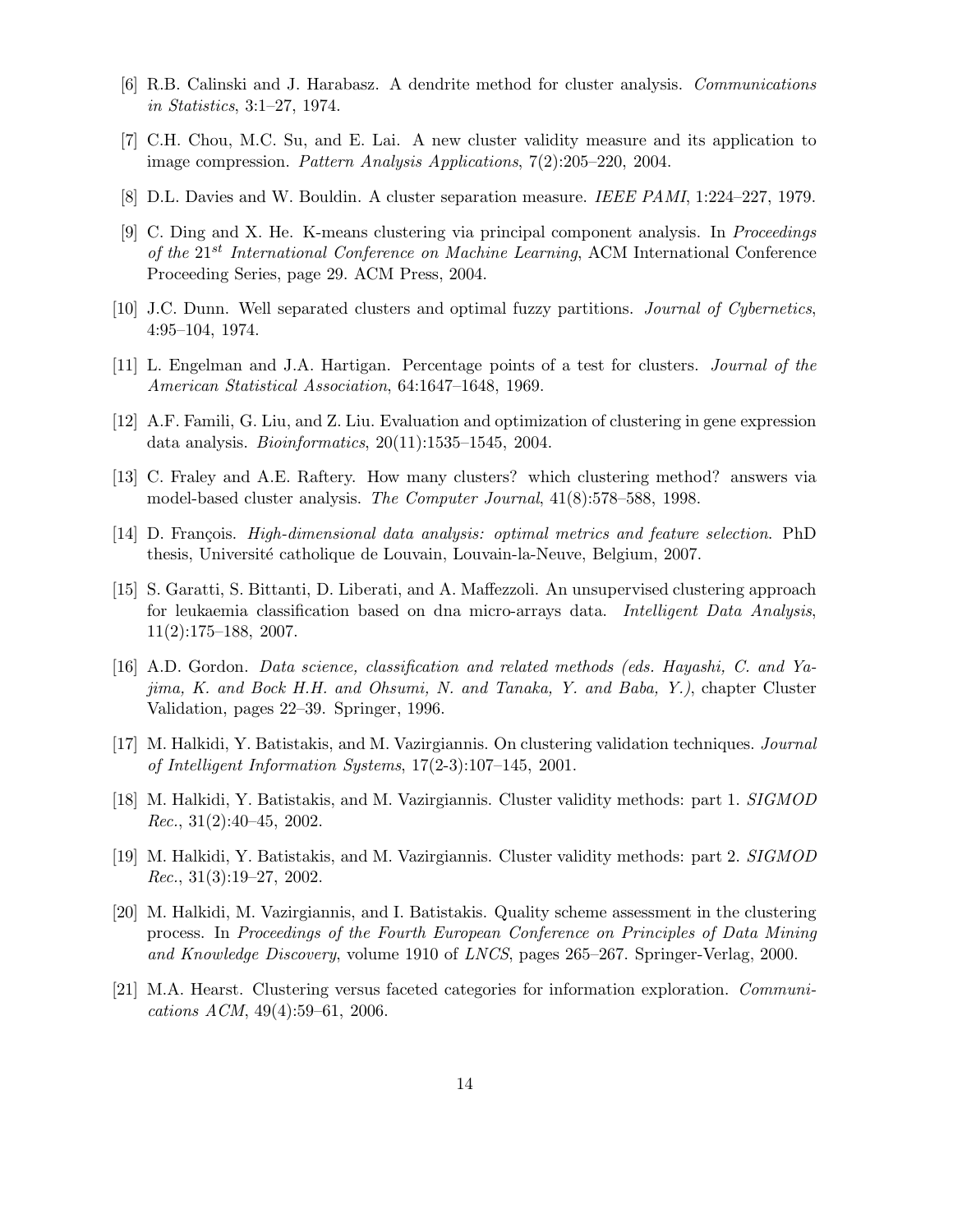[6] R.B. Calinski and J. Harabasz. A dendrite method for cluster analysis. *Communications in Statistics*, 3:1–27, 1974.

[7] C.H. Chou, M.C. Su, and E. Lai. A new cluster validity measure and its application to image compression. *Pattern Analysis Applications*, 7(2):205–220, 2004.

[8] D.L. Davies and W. Bouldin. A cluster separation measure. *IEEE PAMI*, 1:224–227, 1979.

[9] C. Ding and X. He. K-means clustering via principal component analysis. In *Proceedings of the* $21^{st}$ *International Conference on Machine Learning*, ACM International Conference Proceeding Series, page 29. ACM Press, 2004.

[10] J.C. Dunn. Well separated clusters and optimal fuzzy partitions. *Journal of Cybernetics*, 4:95–104, 1974.

[11] L. Engelman and J.A. Hartigan. Percentage points of a test for clusters. *Journal of the American Statistical Association*, 64:1647–1648, 1969.

[12] A.F. Famili, G. Liu, and Z. Liu. Evaluation and optimization of clustering in gene expression data analysis. *Bioinformatics*, 20(11):1535–1545, 2004.

[13] C. Fraley and A.E. Raftery. How many clusters? which clustering method? answers via model-based cluster analysis. *The Computer Journal*, 41(8):578–588, 1998.

[14] D. François. *High-dimensional data analysis: optimal metrics and feature selection*. PhD thesis, Université catholique de Louvain, Louvain-la-Neuve, Belgium, 2007.

[15] S. Garatti, S. Bittanti, D. Liberati, and A. Maffezzoli. An unsupervised clustering approach for leukaemia classification based on dna micro-arrays data. *Intelligent Data Analysis*, 11(2):175–188, 2007.

[16] A.D. Gordon. *Data science, classification and related methods (eds. Hayashi, C. and Yajima, K. and Bock H.H. and Ohsumi, N. and Tanaka, Y. and Baba, Y.)*, chapter Cluster Validation, pages 22–39. Springer, 1996.

[17] M. Halkidi, Y. Batistakis, and M. Vazirgiannis. On clustering validation techniques. *Journal of Intelligent Information Systems*, 17(2-3):107–145, 2001.

[18] M. Halkidi, Y. Batistakis, and M. Vazirgiannis. Cluster validity methods: part 1. *SIGMOD Rec.*, 31(2):40–45, 2002.

[19] M. Halkidi, Y. Batistakis, and M. Vazirgiannis. Cluster validity methods: part 2. *SIGMOD Rec.*, 31(3):19–27, 2002.

[20] M. Halkidi, M. Vazirgiannis, and I. Batistakis. Quality scheme assessment in the clustering process. In *Proceedings of the Fourth European Conference on Principles of Data Mining and Knowledge Discovery*, volume 1910 of *LNCS*, pages 265–267. Springer-Verlag, 2000.

[21] M.A. Hearst. Clustering versus faceted categories for information exploration. *Communications ACM*, 49(4):59–61, 2006.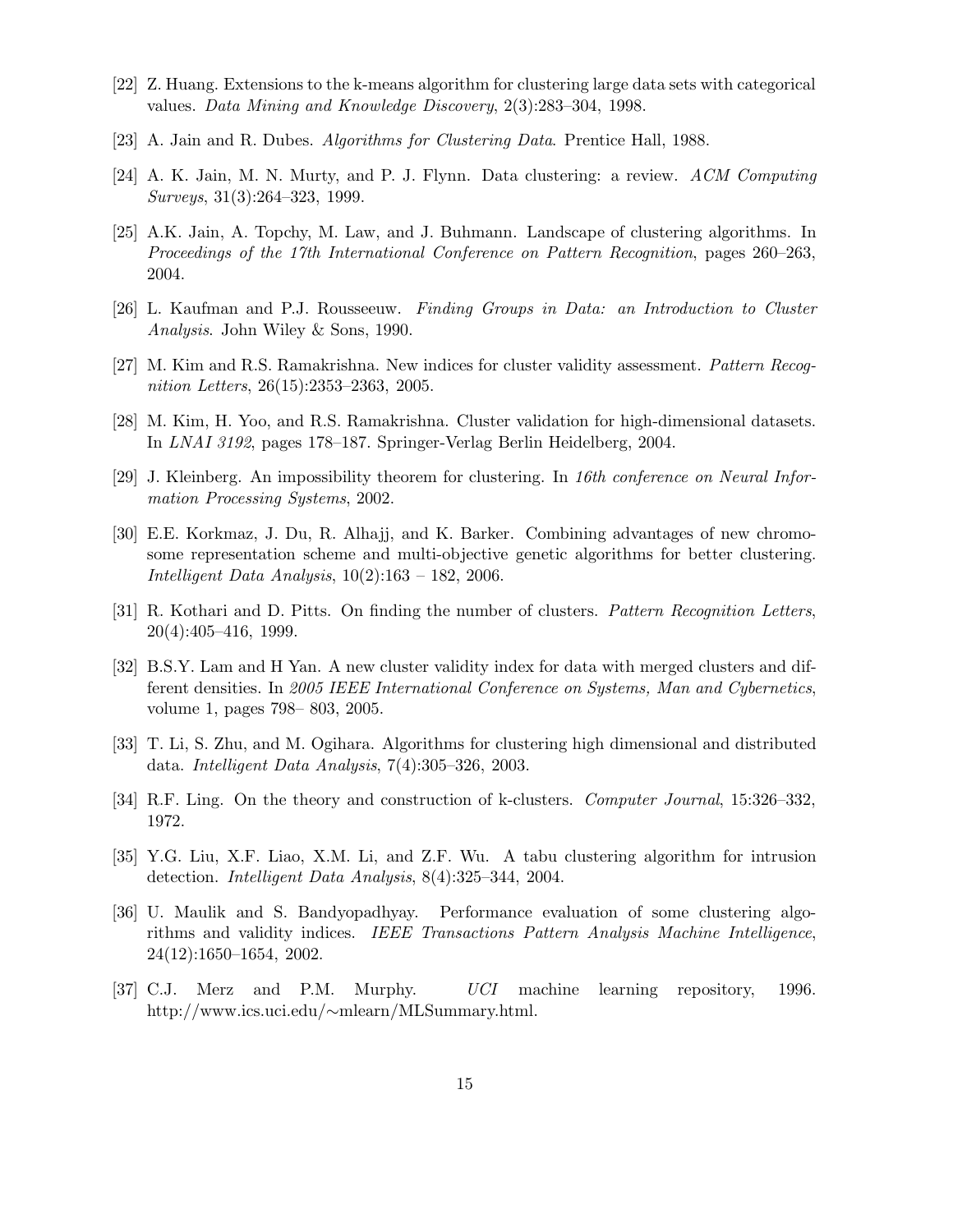[22] Z. Huang. Extensions to the k-means algorithm for clustering large data sets with categorical values. *Data Mining and Knowledge Discovery*, 2(3):283–304, 1998.

[23] A. Jain and R. Dubes. *Algorithms for Clustering Data*. Prentice Hall, 1988.

[24] A. K. Jain, M. N. Murty, and P. J. Flynn. Data clustering: a review. *ACM Computing Surveys*, 31(3):264–323, 1999.

[25] A.K. Jain, A. Topchy, M. Law, and J. Buhmann. Landscape of clustering algorithms. In *Proceedings of the 17th International Conference on Pattern Recognition*, pages 260–263, 2004.

[26] L. Kaufman and P.J. Rousseeuw. *Finding Groups in Data: an Introduction to Cluster Analysis*. John Wiley & Sons, 1990.

[27] M. Kim and R.S. Ramakrishna. New indices for cluster validity assessment. *Pattern Recognition Letters*, 26(15):2353–2363, 2005.

[28] M. Kim, H. Yoo, and R.S. Ramakrishna. Cluster validation for high-dimensional datasets. In *LNAI 3192*, pages 178–187. Springer-Verlag Berlin Heidelberg, 2004.

[29] J. Kleinberg. An impossibility theorem for clustering. In *16th conference on Neural Information Processing Systems*, 2002.

[30] E.E. Korkmaz, J. Du, R. Alhajj, and K. Barker. Combining advantages of new chromosome representation scheme and multi-objective genetic algorithms for better clustering. *Intelligent Data Analysis*, 10(2):163 – 182, 2006.

[31] R. Kothari and D. Pitts. On finding the number of clusters. *Pattern Recognition Letters*, 20(4):405–416, 1999.

[32] B.S.Y. Lam and H Yan. A new cluster validity index for data with merged clusters and different densities. In *2005 IEEE International Conference on Systems, Man and Cybernetics*, volume 1, pages 798– 803, 2005.

[33] T. Li, S. Zhu, and M. Ogihara. Algorithms for clustering high dimensional and distributed data. *Intelligent Data Analysis*, 7(4):305–326, 2003.

[34] R.F. Ling. On the theory and construction of k-clusters. *Computer Journal*, 15:326–332, 1972.

[35] Y.G. Liu, X.F. Liao, X.M. Li, and Z.F. Wu. A tabu clustering algorithm for intrusion detection. *Intelligent Data Analysis*, 8(4):325–344, 2004.

[36] U. Maulik and S. Bandyopadhyay. Performance evaluation of some clustering algorithms and validity indices. *IEEE Transactions Pattern Analysis Machine Intelligence*, 24(12):1650–1654, 2002.

[37] C.J. Merz and P.M. Murphy. *UCI* machine learning repository, 1996. http://www.ics.uci.edu/∼mlearn/MLSummary.html.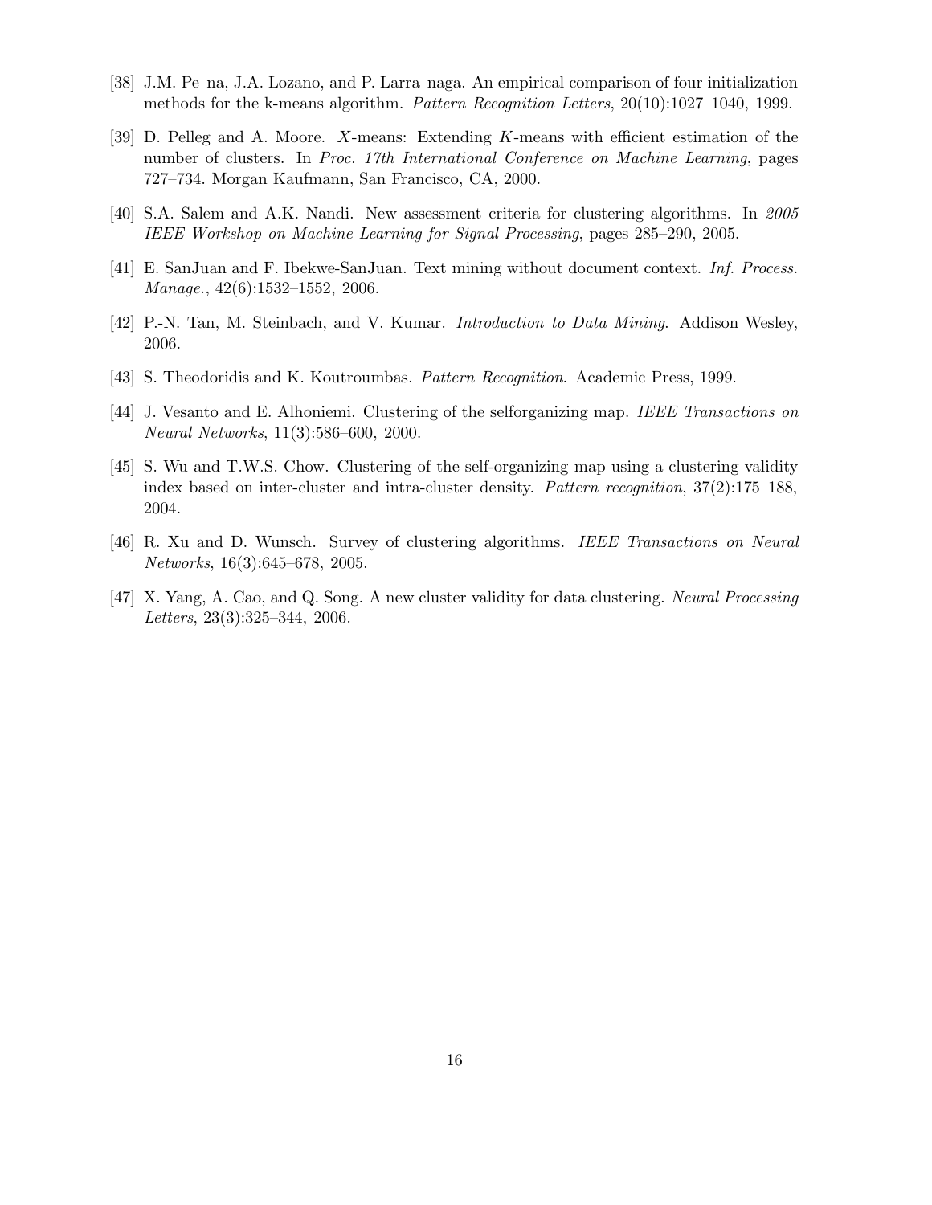[38] J.M. Pe na, J.A. Lozano, and P. Larra naga. An empirical comparison of four initialization methods for the k-means algorithm. *Pattern Recognition Letters*, 20(10):1027–1040, 1999.

[39] D. Pelleg and A. Moore. $X$-means: Extending $K$-means with efficient estimation of the number of clusters. In *Proc. 17th International Conference on Machine Learning*, pages 727–734. Morgan Kaufmann, San Francisco, CA, 2000.

[40] S.A. Salem and A.K. Nandi. New assessment criteria for clustering algorithms. In *2005 IEEE Workshop on Machine Learning for Signal Processing*, pages 285–290, 2005.

[41] E. SanJuan and F. Ibekwe-SanJuan. Text mining without document context. *Inf. Process. Manage.*, 42(6):1532–1552, 2006.

[42] P.-N. Tan, M. Steinbach, and V. Kumar. *Introduction to Data Mining*. Addison Wesley, 2006.

[43] S. Theodoridis and K. Koutroumbas. *Pattern Recognition*. Academic Press, 1999.

[44] J. Vesanto and E. Alhoniemi. Clustering of the selforganizing map. *IEEE Transactions on Neural Networks*, 11(3):586–600, 2000.

[45] S. Wu and T.W.S. Chow. Clustering of the self-organizing map using a clustering validity index based on inter-cluster and intra-cluster density. *Pattern recognition*, 37(2):175–188, 2004.

[46] R. Xu and D. Wunsch. Survey of clustering algorithms. *IEEE Transactions on Neural Networks*, 16(3):645–678, 2005.

[47] X. Yang, A. Cao, and Q. Song. A new cluster validity for data clustering. *Neural Processing Letters*, 23(3):325–344, 2006.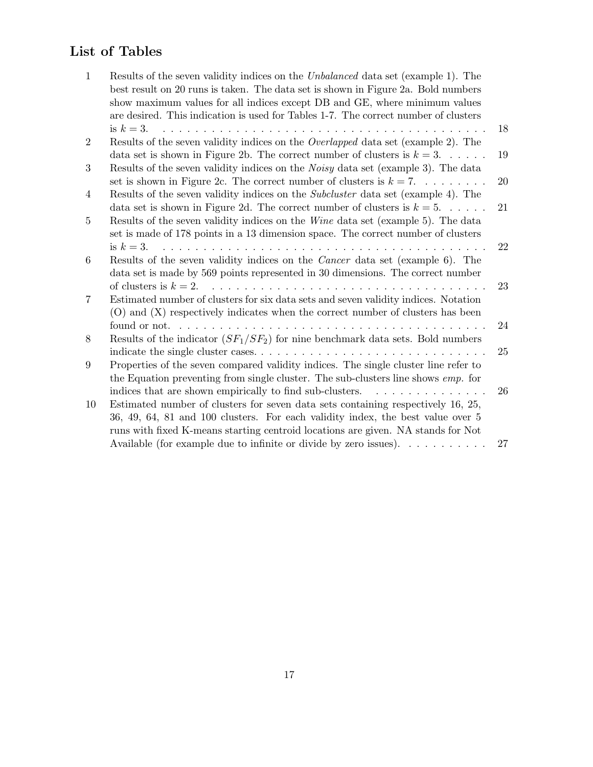## List of Tables

1. Results of the seven validity indices on the *Unbalanced* data set (example 1). The best result on 20 runs is taken. The data set is shown in Figure 2a. Bold numbers show maximum values for all indices except DB and GE, where minimum values are desired. This indication is used for Tables 1-7. The correct number of clusters is $k = 3$. . . . . . . . . . . . . . . . . . . . . . . . . . . . . . . . . . . . . . . . 18
2. Results of the seven validity indices on the *Overlapped* data set (example 2). The data set is shown in Figure 2b. The correct number of clusters is $k = 3$. . . . . . 19
3. Results of the seven validity indices on the *Noisy* data set (example 3). The data set is shown in Figure 2c. The correct number of clusters is $k = 7$. . . . . . . . 20
4. Results of the seven validity indices on the *Subcluster* data set (example 4). The data set is shown in Figure 2d. The correct number of clusters is $k = 5$. . . . . . 21
5. Results of the seven validity indices on the *Wine* data set (example 5). The data set is made of 178 points in a 13 dimension space. The correct number of clusters is $k = 3$. . . . . . . . . . . . . . . . . . . . . . . . . . . . . . . . . . . . . . . . 22
6. Results of the seven validity indices on the *Cancer* data set (example 6). The data set is made by 569 points represented in 30 dimensions. The correct number of clusters is $k = 2$. . . . . . . . . . . . . . . . . . . . . . . . . . . . . . . . . . . 23
7. Estimated number of clusters for six data sets and seven validity indices. Notation (O) and (X) respectively indicates when the correct number of clusters has been found or not. . . . . . . . . . . . . . . . . . . . . . . . . . . . . . . . . . . . . . . 24
8. Results of the indicator ($SF_1/SF_2$) for nine benchmark data sets. Bold numbers indicate the single cluster cases. . . . . . . . . . . . . . . . . . . . . . . . . . . . . 25
9. Properties of the seven compared validity indices. The single cluster line refer to the Equation preventing from single cluster. The sub-clusters line shows *emp.* for indices that are shown empirically to find sub-clusters. . . . . . . . . . . . . . . . 26
10. Estimated number of clusters for seven data sets containing respectively 16, 25, 36, 49, 64, 81 and 100 clusters. For each validity index, the best value over 5 runs with fixed K-means starting centroid locations are given. NA stands for Not Available (for example due to infinite or divide by zero issues). . . . . . . . . . 27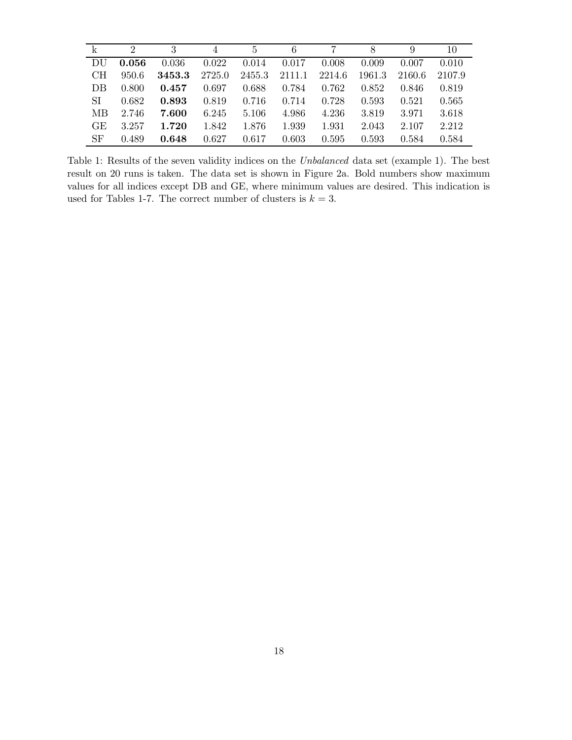| k | 2 | 3 | 4 | 5 | 6 | 7 | 8 | 9 | 10 |
|---|---|---|---|---|---|---|---|---|---|
| DU | **0.056** | 0.036 | 0.022 | 0.014 | 0.017 | 0.008 | 0.009 | 0.007 | 0.010 |
| CH | 950.6 | **3453.3** | 2725.0 | 2455.3 | 2111.1 | 2214.6 | 1961.3 | 2160.6 | 2107.9 |
| DB | 0.800 | **0.457** | 0.697 | 0.688 | 0.784 | 0.762 | 0.852 | 0.846 | 0.819 |
| SI | 0.682 | **0.893** | 0.819 | 0.716 | 0.714 | 0.728 | 0.593 | 0.521 | 0.565 |
| MB | 2.746 | **7.600** | 6.245 | 5.106 | 4.986 | 4.236 | 3.819 | 3.971 | 3.618 |
| GE | 3.257 | **1.720** | 1.842 | 1.876 | 1.939 | 1.931 | 2.043 | 2.107 | 2.212 |
| SF | 0.489 | **0.648** | 0.627 | 0.617 | 0.603 | 0.595 | 0.593 | 0.584 | 0.584 |

Table 1: Results of the seven validity indices on the *Unbalanced* data set (example 1). The best result on 20 runs is taken. The data set is shown in Figure 2a. Bold numbers show maximum values for all indices except DB and GE, where minimum values are desired. This indication is used for Tables 1-7. The correct number of clusters is $k = 3$.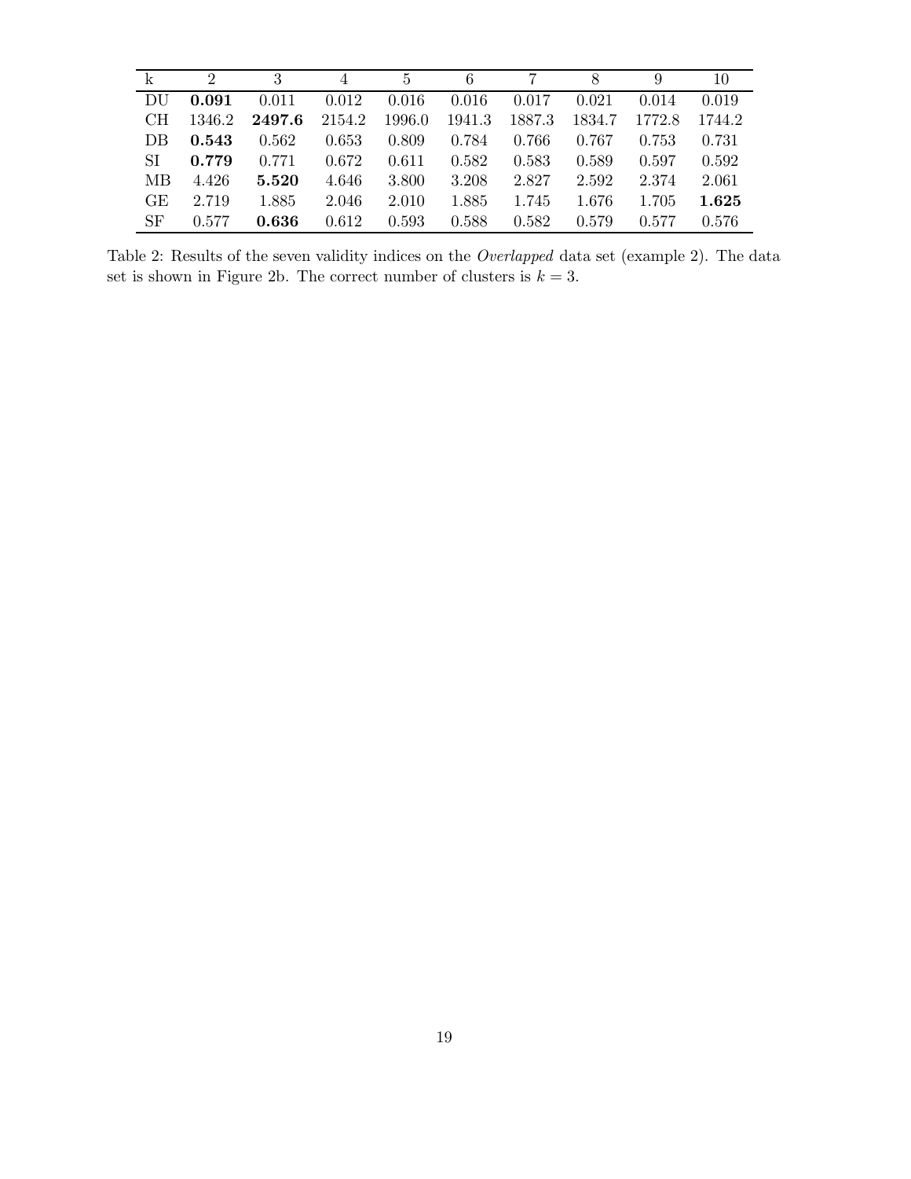| k | 2 | 3 | 4 | 5 | 6 | 7 | 8 | 9 | 10 |
|---|---|---|---|---|---|---|---|---|---|
| DU | **0.091** | 0.011 | 0.012 | 0.016 | 0.016 | 0.017 | 0.021 | 0.014 | 0.019 |
| CH | 1346.2 | **2497.6** | 2154.2 | 1996.0 | 1941.3 | 1887.3 | 1834.7 | 1772.8 | 1744.2 |
| DB | **0.543** | 0.562 | 0.653 | 0.809 | 0.784 | 0.766 | 0.767 | 0.753 | 0.731 |
| SI | **0.779** | 0.771 | 0.672 | 0.611 | 0.582 | 0.583 | 0.589 | 0.597 | 0.592 |
| MB | 4.426 | **5.520** | 4.646 | 3.800 | 3.208 | 2.827 | 2.592 | 2.374 | 2.061 |
| GE | 2.719 | 1.885 | 2.046 | 2.010 | 1.885 | 1.745 | 1.676 | 1.705 | **1.625** |
| SF | 0.577 | **0.636** | 0.612 | 0.593 | 0.588 | 0.582 | 0.579 | 0.577 | 0.576 |

Table 2: Results of the seven validity indices on the *Overlapped* data set (example 2). The data set is shown in Figure 2b. The correct number of clusters is $k = 3$.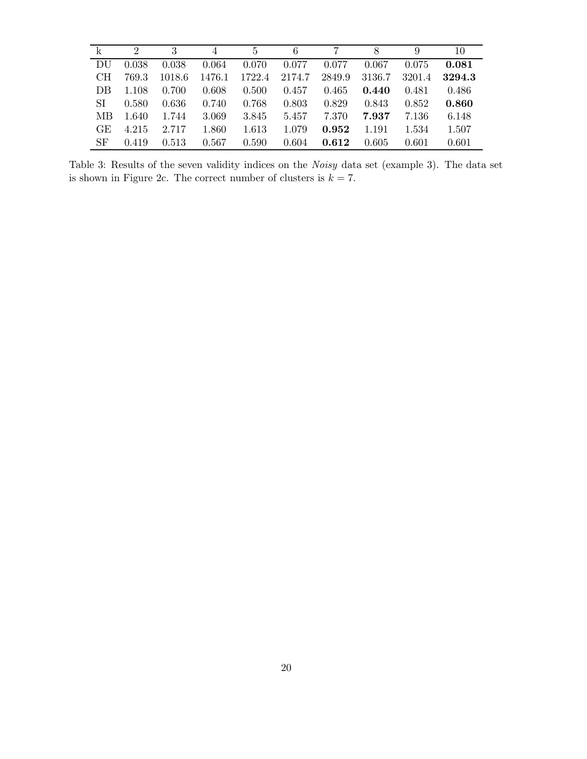| k | 2 | 3 | 4 | 5 | 6 | 7 | 8 | 9 | 10 |
|---|---|---|---|---|---|---|---|---|---|
| DU | 0.038 | 0.038 | 0.064 | 0.070 | 0.077 | 0.077 | 0.067 | 0.075 | **0.081** |
| CH | 769.3 | 1018.6 | 1476.1 | 1722.4 | 2174.7 | 2849.9 | 3136.7 | 3201.4 | **3294.3** |
| DB | 1.108 | 0.700 | 0.608 | 0.500 | 0.457 | 0.465 | **0.440** | 0.481 | 0.486 |
| SI | 0.580 | 0.636 | 0.740 | 0.768 | 0.803 | 0.829 | 0.843 | 0.852 | **0.860** |
| MB | 1.640 | 1.744 | 3.069 | 3.845 | 5.457 | 7.370 | **7.937** | 7.136 | 6.148 |
| GE | 4.215 | 2.717 | 1.860 | 1.613 | 1.079 | **0.952** | 1.191 | 1.534 | 1.507 |
| SF | 0.419 | 0.513 | 0.567 | 0.590 | 0.604 | **0.612** | 0.605 | 0.601 | 0.601 |

Table 3: Results of the seven validity indices on the *Noisy* data set (example 3). The data set is shown in Figure 2c. The correct number of clusters is $k = 7$.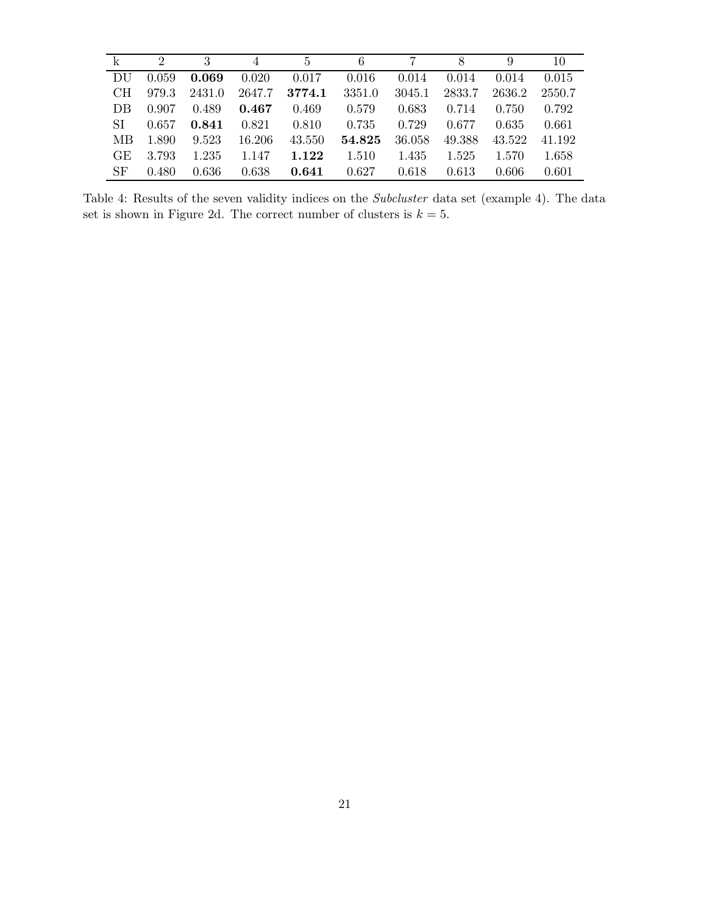| k | 2 | 3 | 4 | 5 | 6 | 7 | 8 | 9 | 10 |
|---|---|---|---|---|---|---|---|---|---|
| DU | 0.059 | **0.069** | 0.020 | 0.017 | 0.016 | 0.014 | 0.014 | 0.014 | 0.015 |
| CH | 979.3 | 2431.0 | 2647.7 | **3774.1** | 3351.0 | 3045.1 | 2833.7 | 2636.2 | 2550.7 |
| DB | 0.907 | 0.489 | **0.467** | 0.469 | 0.579 | 0.683 | 0.714 | 0.750 | 0.792 |
| SI | 0.657 | **0.841** | 0.821 | 0.810 | 0.735 | 0.729 | 0.677 | 0.635 | 0.661 |
| MB | 1.890 | 9.523 | 16.206 | 43.550 | **54.825** | 36.058 | 49.388 | 43.522 | 41.192 |
| GE | 3.793 | 1.235 | 1.147 | **1.122** | 1.510 | 1.435 | 1.525 | 1.570 | 1.658 |
| SF | 0.480 | 0.636 | 0.638 | **0.641** | 0.627 | 0.618 | 0.613 | 0.606 | 0.601 |

Table 4: Results of the seven validity indices on the *Subcluster* data set (example 4). The data set is shown in Figure 2d. The correct number of clusters is $k = 5$.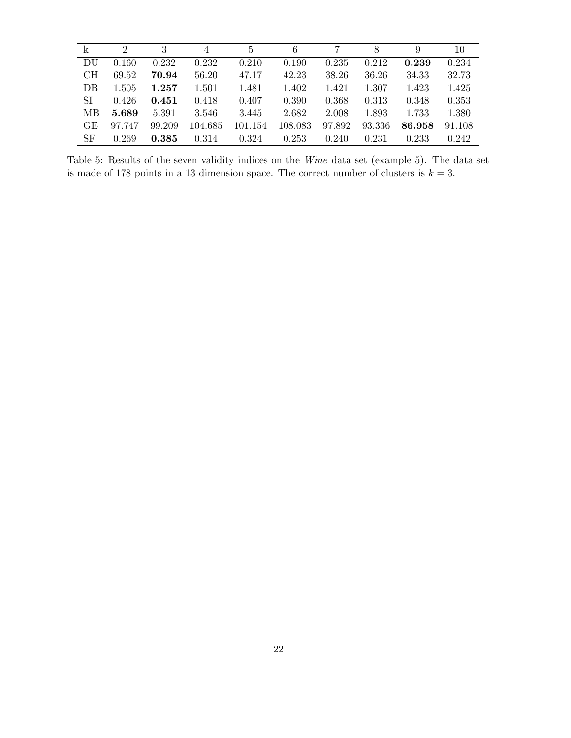| k | 2 | 3 | 4 | 5 | 6 | 7 | 8 | 9 | 10 |
|---|---|---|---|---|---|---|---|---|---|
| DU | 0.160 | 0.232 | 0.232 | 0.210 | 0.190 | 0.235 | 0.212 | **0.239** | 0.234 |
| CH | 69.52 | **70.94** | 56.20 | 47.17 | 42.23 | 38.26 | 36.26 | 34.33 | 32.73 |
| DB | 1.505 | **1.257** | 1.501 | 1.481 | 1.402 | 1.421 | 1.307 | 1.423 | 1.425 |
| SI | 0.426 | **0.451** | 0.418 | 0.407 | 0.390 | 0.368 | 0.313 | 0.348 | 0.353 |
| MB | **5.689** | 5.391 | 3.546 | 3.445 | 2.682 | 2.008 | 1.893 | 1.733 | 1.380 |
| GE | 97.747 | 99.209 | 104.685 | 101.154 | 108.083 | 97.892 | 93.336 | **86.958** | 91.108 |
| SF | 0.269 | **0.385** | 0.314 | 0.324 | 0.253 | 0.240 | 0.231 | 0.233 | 0.242 |

Table 5: Results of the seven validity indices on the *Wine* data set (example 5). The data set is made of 178 points in a 13 dimension space. The correct number of clusters is $k = 3$.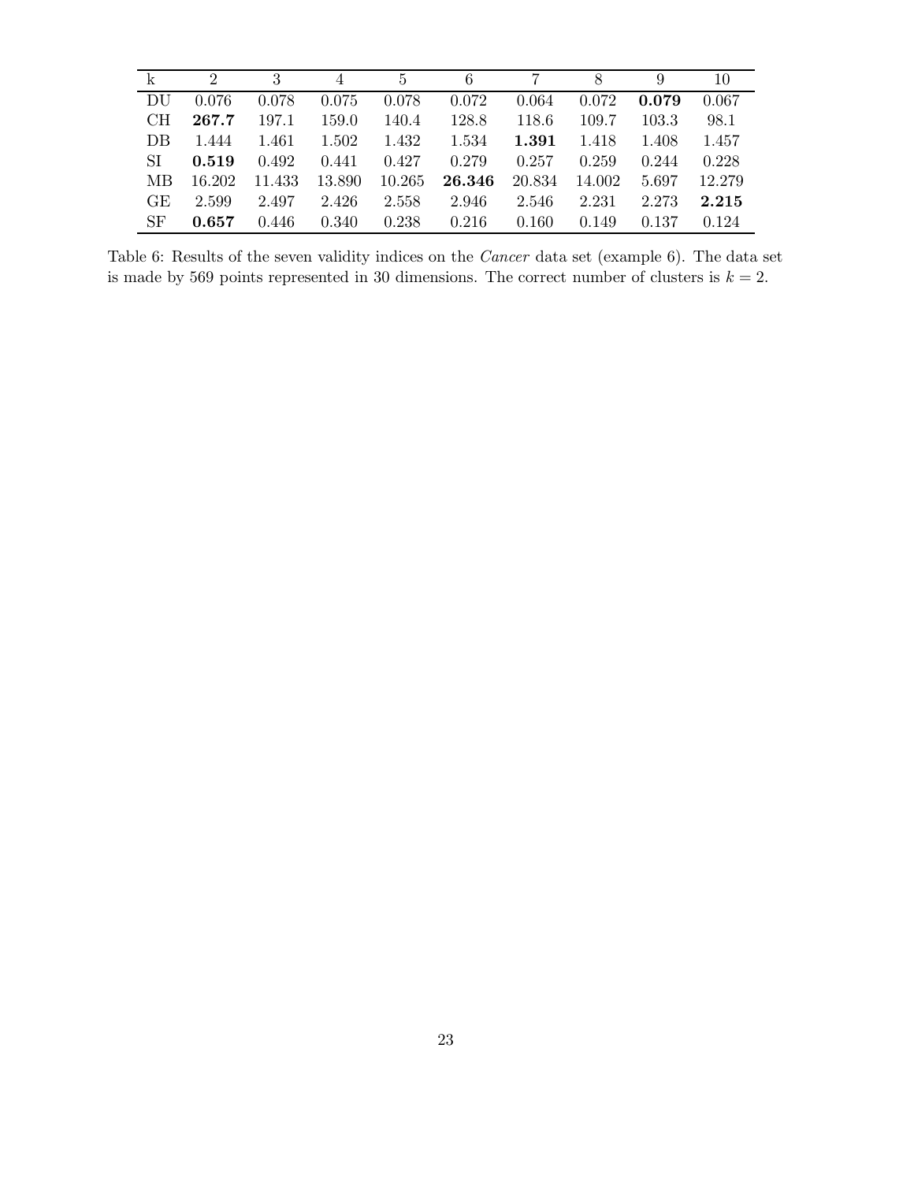| k | 2 | 3 | 4 | 5 | 6 | 7 | 8 | 9 | 10 |
|---|---|---|---|---|---|---|---|---|---|
| DU | 0.076 | 0.078 | 0.075 | 0.078 | 0.072 | 0.064 | 0.072 | **0.079** | 0.067 |
| CH | **267.7** | 197.1 | 159.0 | 140.4 | 128.8 | 118.6 | 109.7 | 103.3 | 98.1 |
| DB | 1.444 | 1.461 | 1.502 | 1.432 | 1.534 | **1.391** | 1.418 | 1.408 | 1.457 |
| SI | **0.519** | 0.492 | 0.441 | 0.427 | 0.279 | 0.257 | 0.259 | 0.244 | 0.228 |
| MB | 16.202 | 11.433 | 13.890 | 10.265 | **26.346** | 20.834 | 14.002 | 5.697 | 12.279 |
| GE | 2.599 | 2.497 | 2.426 | 2.558 | 2.946 | 2.546 | 2.231 | 2.273 | **2.215** |
| SF | **0.657** | 0.446 | 0.340 | 0.238 | 0.216 | 0.160 | 0.149 | 0.137 | 0.124 |

Table 6: Results of the seven validity indices on the *Cancer* data set (example 6). The data set is made by 569 points represented in 30 dimensions. The correct number of clusters is $k = 2$.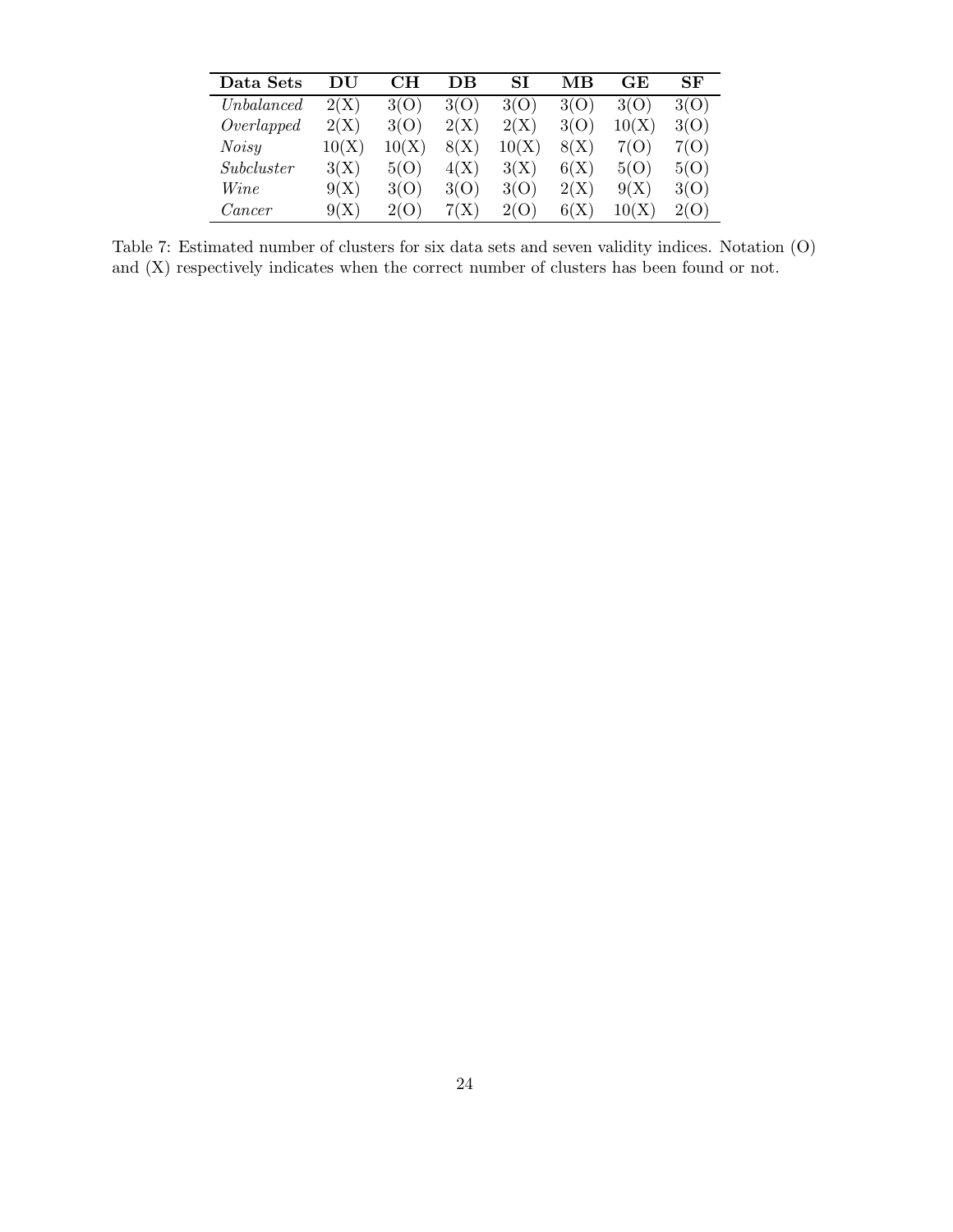| **Data Sets** | **DU** | **CH** | **DB** | **SI** | **MB** | **GE** | **SF** |
|---|---|---|---|---|---|---|---|
| *Unbalanced* | 2(X) | 3(O) | 3(O) | 3(O) | 3(O) | 3(O) | 3(O) |
| *Overlapped* | 2(X) | 3(O) | 2(X) | 2(X) | 3(O) | 10(X) | 3(O) |
| *Noisy* | 10(X) | 10(X) | 8(X) | 10(X) | 8(X) | 7(O) | 7(O) |
| *Subcluster* | 3(X) | 5(O) | 4(X) | 3(X) | 6(X) | 5(O) | 5(O) |
| *Wine* | 9(X) | 3(O) | 3(O) | 3(O) | 2(X) | 9(X) | 3(O) |
| *Cancer* | 9(X) | 2(O) | 7(X) | 2(O) | 6(X) | 10(X) | 2(O) |

Table 7: Estimated number of clusters for six data sets and seven validity indices. Notation (O) and (X) respectively indicates when the correct number of clusters has been found or not.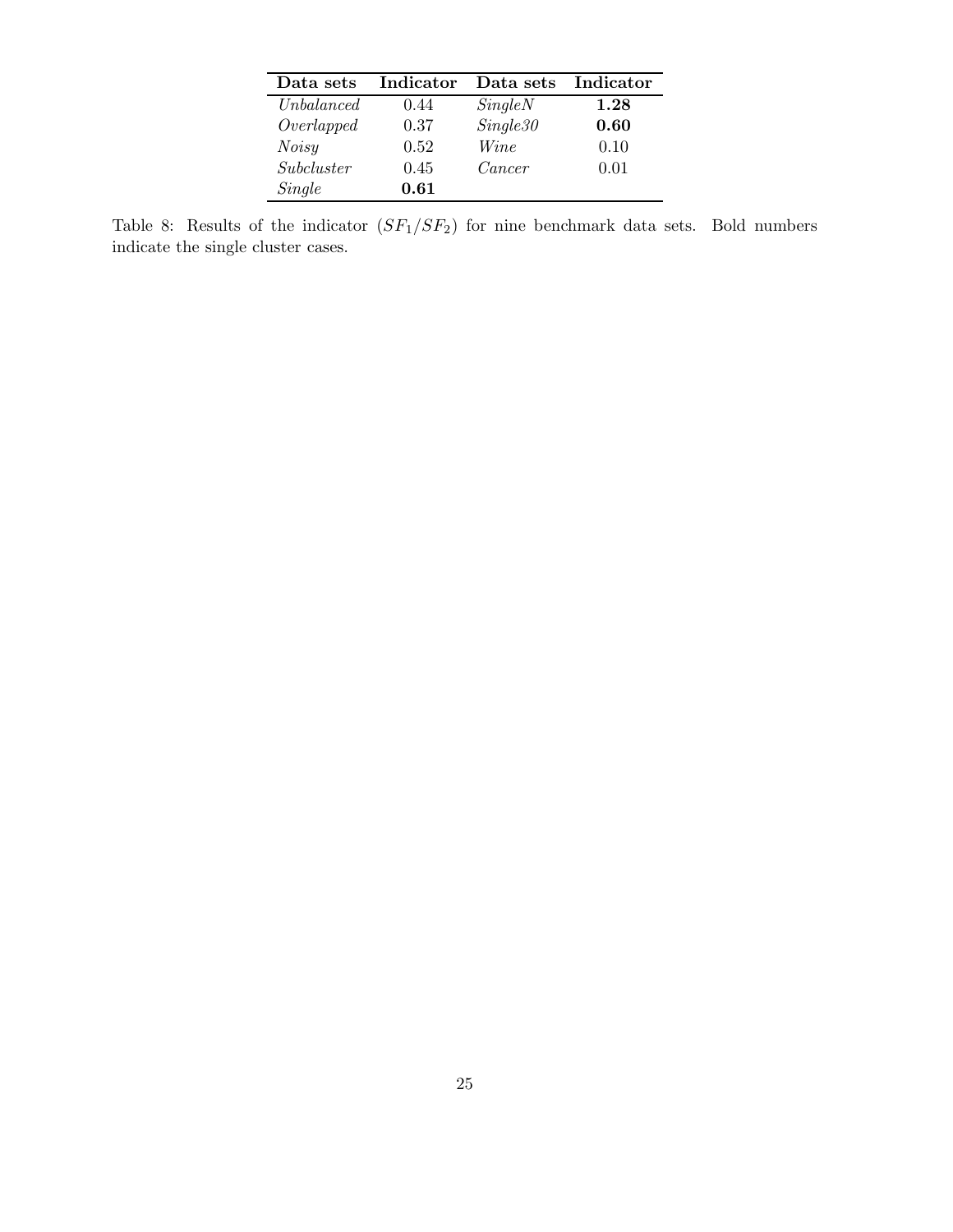| **Data sets** | **Indicator** | **Data sets** | **Indicator** |
|---|---|---|---|
| *Unbalanced* | 0.44 | *SingleN* | **1.28** |
| *Overlapped* | 0.37 | *Single30* | **0.60** |
| *Noisy* | 0.52 | *Wine* | 0.10 |
| *Subcluster* | 0.45 | *Cancer* | 0.01 |
| *Single* | **0.61** | | |

Table 8: Results of the indicator ($SF_1/SF_2$) for nine benchmark data sets. Bold numbers indicate the single cluster cases.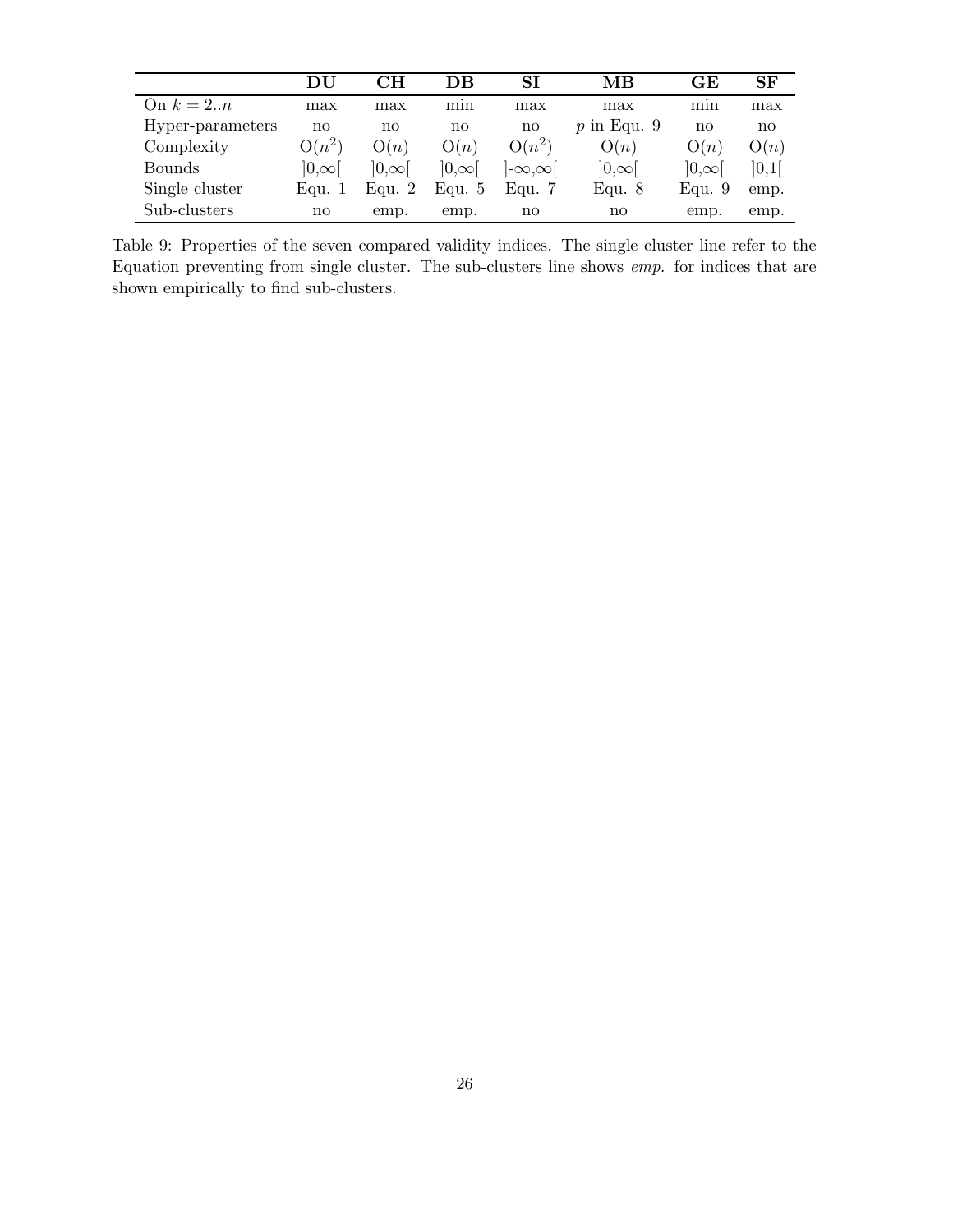|  | **DU** | **CH** | **DB** | **SI** | **MB** | **GE** | **SF** |
|---|---|---|---|---|---|---|---|
| On $k = 2..n$ | max | max | min | max | max | min | max |
| Hyper-parameters | no | no | no | no | $p$ in Equ. 9 | no | no |
| Complexity | $O(n^2)$ | $O(n)$ | $O(n)$ | $O(n^2)$ | $O(n)$ | $O(n)$ | $O(n)$ |
| Bounds | $]0,\infty[$ | $]0,\infty[$ | $]0,\infty[$ | $]-\infty,\infty[$ | $]0,\infty[$ | $]0,\infty[$ | $]0,1[$ |
| Single cluster | Equ. 1 | Equ. 2 | Equ. 5 | Equ. 7 | Equ. 8 | Equ. 9 | emp. |
| Sub-clusters | no | emp. | emp. | no | no | emp. | emp. |

Table 9: Properties of the seven compared validity indices. The single cluster line refer to the Equation preventing from single cluster. The sub-clusters line shows *emp.* for indices that are shown empirically to find sub-clusters.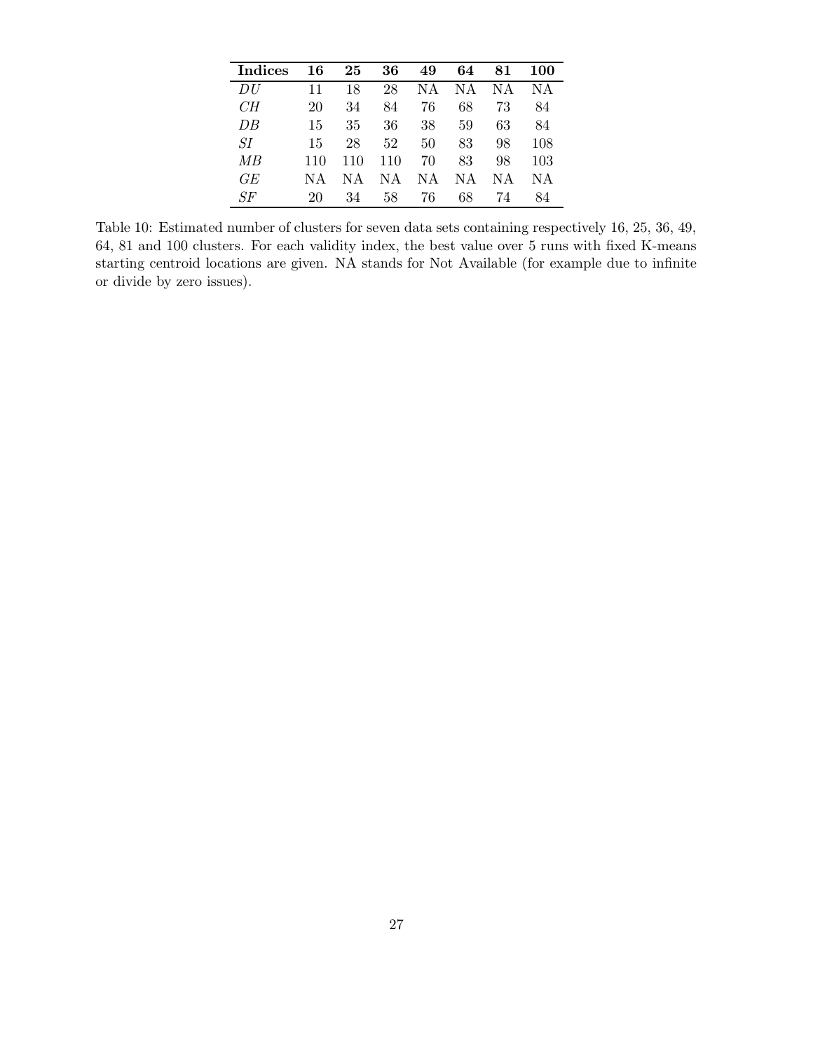| **Indices** | **16** | **25** | **36** | **49** | **64** | **81** | **100** |
|---|---|---|---|---|---|---|---|
| $DU$ | 11 | 18 | 28 | NA | NA | NA | NA |
| $CH$ | 20 | 34 | 84 | 76 | 68 | 73 | 84 |
| $DB$ | 15 | 35 | 36 | 38 | 59 | 63 | 84 |
| $SI$ | 15 | 28 | 52 | 50 | 83 | 98 | 108 |
| $MB$ | 110 | 110 | 110 | 70 | 83 | 98 | 103 |
| $GE$ | NA | NA | NA | NA | NA | NA | NA |
| $SF$ | 20 | 34 | 58 | 76 | 68 | 74 | 84 |

Table 10: Estimated number of clusters for seven data sets containing respectively 16, 25, 36, 49, 64, 81 and 100 clusters. For each validity index, the best value over 5 runs with fixed K-means starting centroid locations are given. NA stands for Not Available (for example due to infinite or divide by zero issues).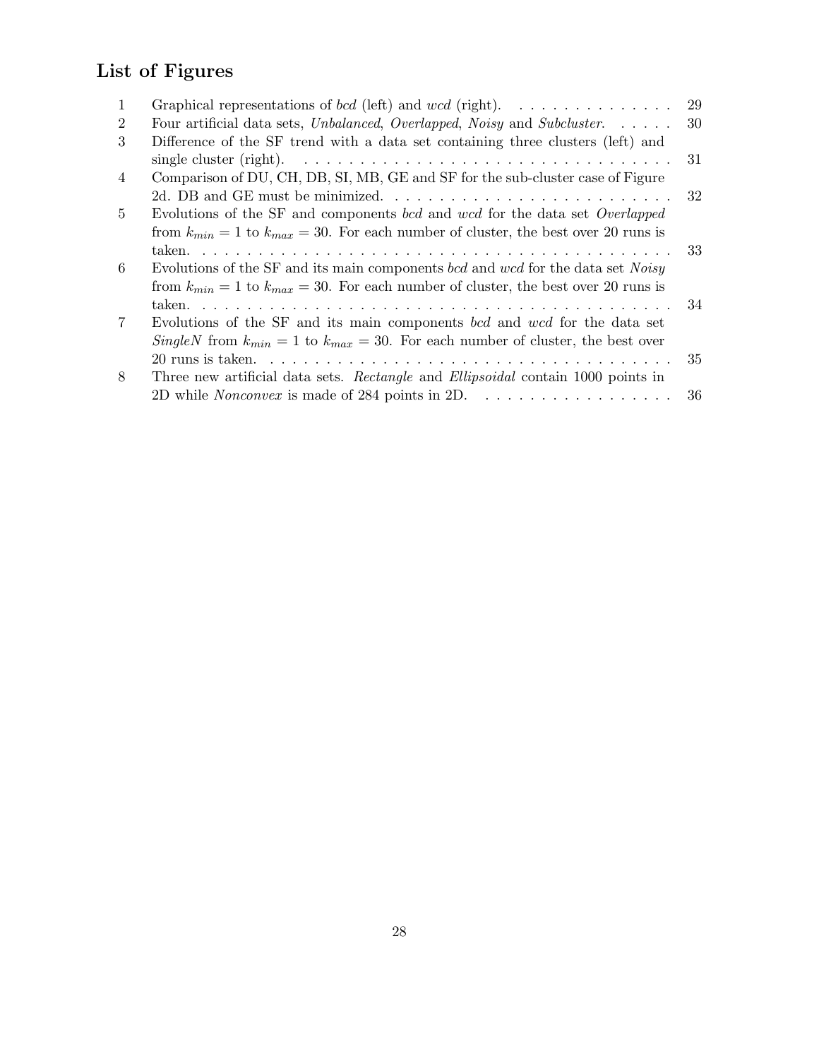# List of Figures

1. Graphical representations of *bcd* (left) and *wcd* (right). . . . . . . . . . . . . . . . 29
2. Four artificial data sets, *Unbalanced*, *Overlapped*, *Noisy* and *Subcluster*. . . . . . 30
3. Difference of the SF trend with a data set containing three clusters (left) and single cluster (right). . . . . . . . . . . . . . . . . . . . . . . . . . . . . . . . . . . 31
4. Comparison of DU, CH, DB, SI, MB, GE and SF for the sub-cluster case of Figure 2d. DB and GE must be minimized. . . . . . . . . . . . . . . . . . . . . . . . . . 32
5. Evolutions of the SF and components *bcd* and *wcd* for the data set *Overlapped* from $k_{min} = 1$ to $k_{max} = 30$. For each number of cluster, the best over 20 runs is taken. . . . . . . . . . . . . . . . . . . . . . . . . . . . . . . . . . . . . . . . . . 33
6. Evolutions of the SF and its main components *bcd* and *wcd* for the data set *Noisy* from $k_{min} = 1$ to $k_{max} = 30$. For each number of cluster, the best over 20 runs is taken. . . . . . . . . . . . . . . . . . . . . . . . . . . . . . . . . . . . . . . . . . 34
7. Evolutions of the SF and its main components *bcd* and *wcd* for the data set *SingleN* from $k_{min} = 1$ to $k_{max} = 30$. For each number of cluster, the best over 20 runs is taken. . . . . . . . . . . . . . . . . . . . . . . . . . . . . . . . . . . . . . 35
8. Three new artificial data sets. *Rectangle* and *Ellipsoidal* contain 1000 points in 2D while *Nonconvex* is made of 284 points in 2D. . . . . . . . . . . . . . . . . . 36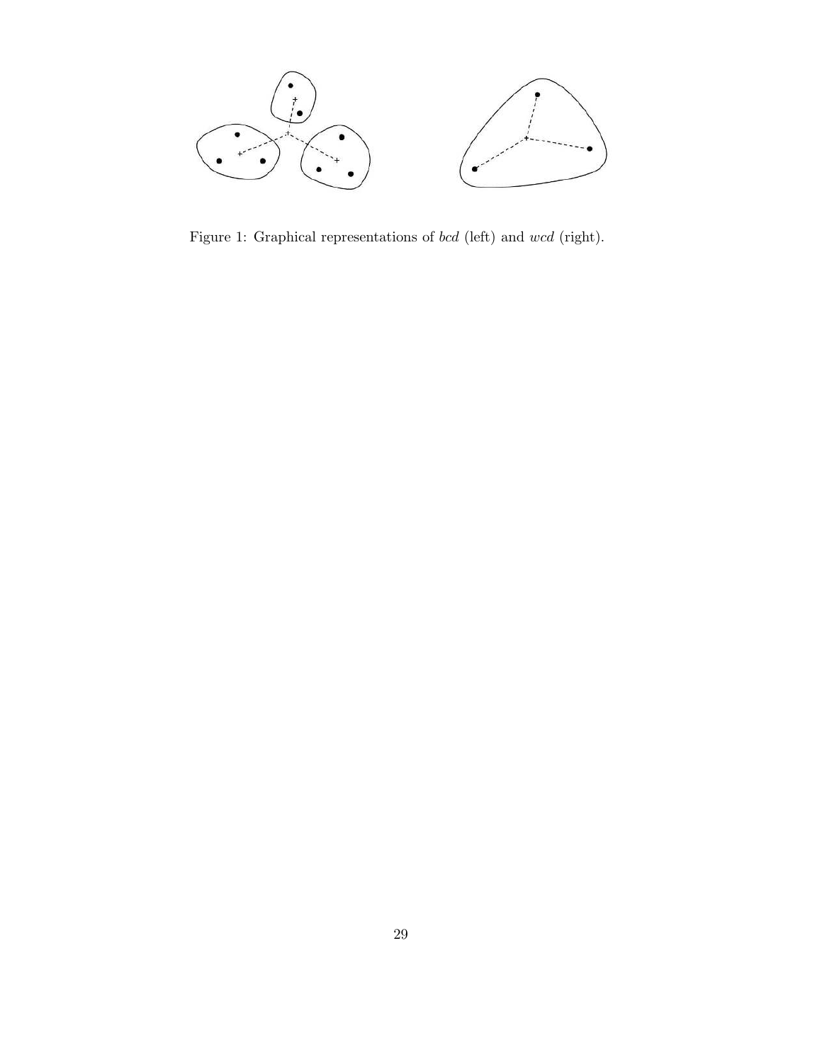Figure 1: Graphical representations of *bcd* (left) and *wcd* (right).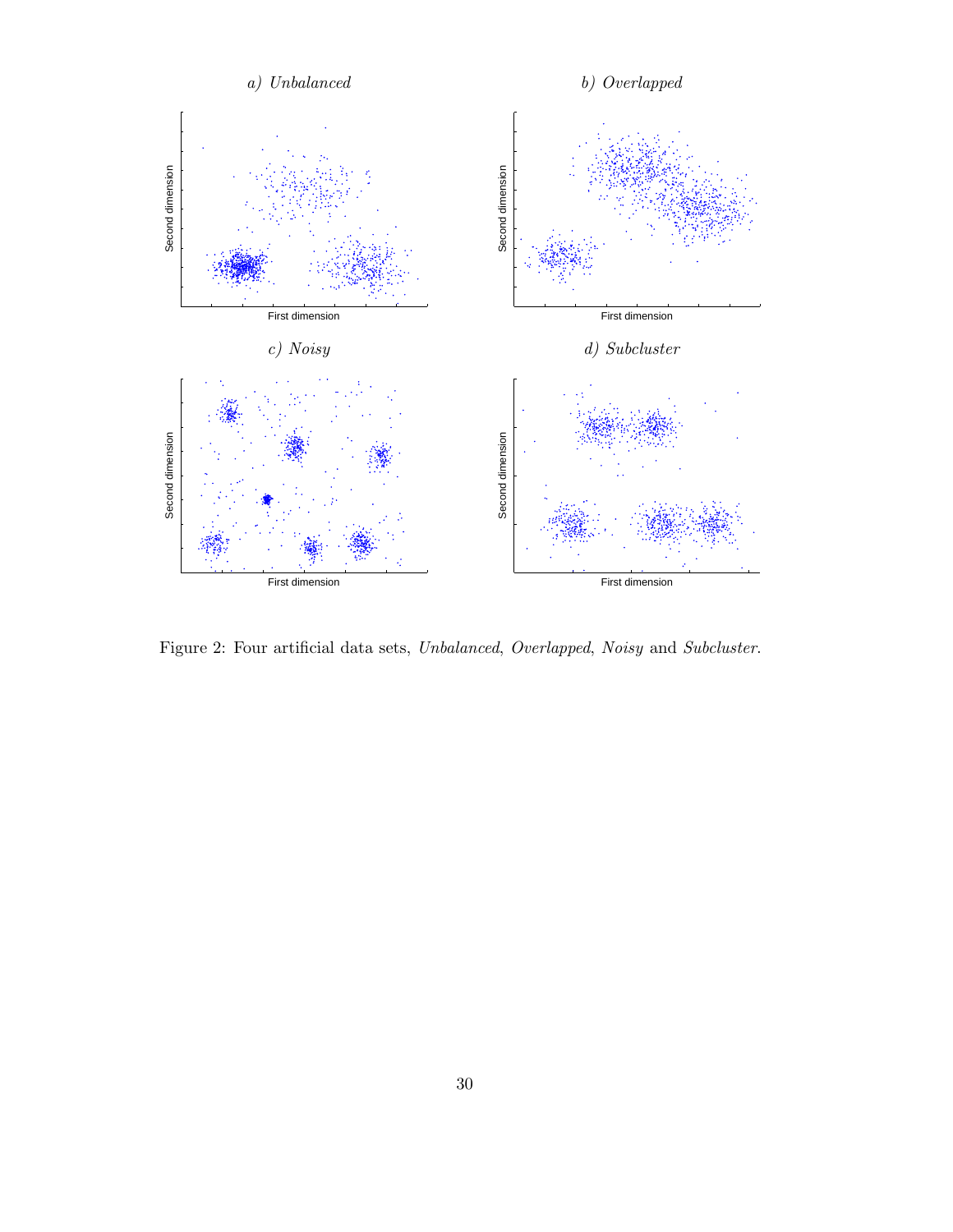Figure 2: Four artificial data sets, *Unbalanced*, *Overlapped*, *Noisy* and *Subcluster*.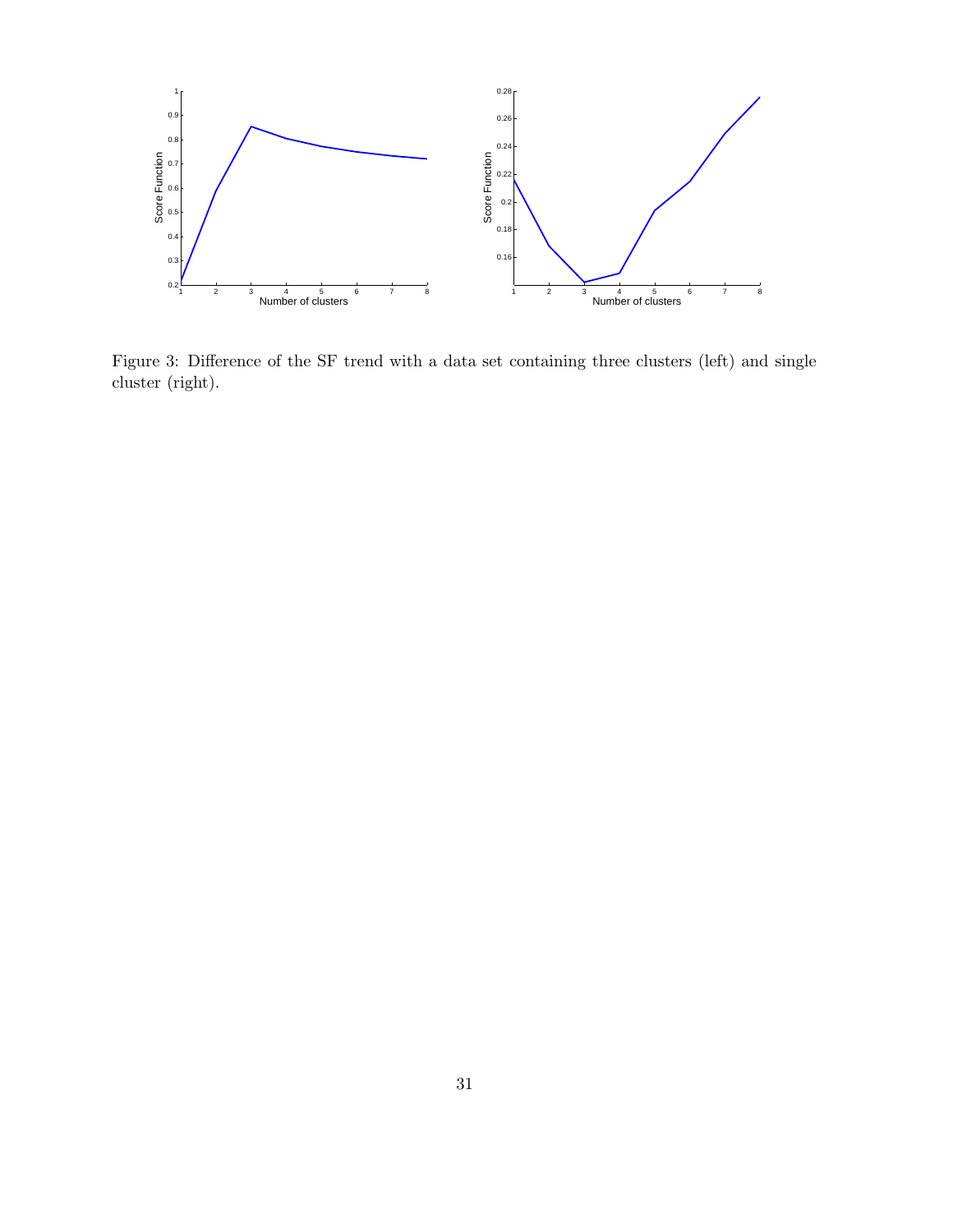Figure 3: Difference of the SF trend with a data set containing three clusters (left) and single cluster (right).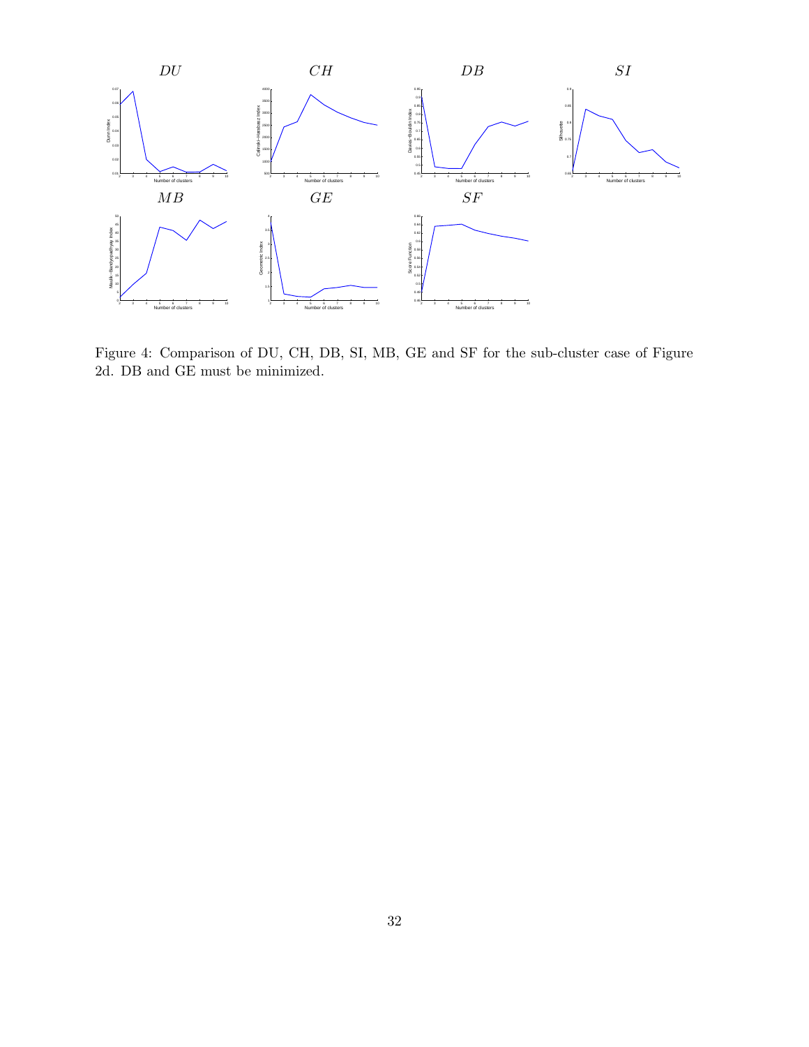Figure 4: Comparison of DU, CH, DB, SI, MB, GE and SF for the sub-cluster case of Figure 2d. DB and GE must be minimized.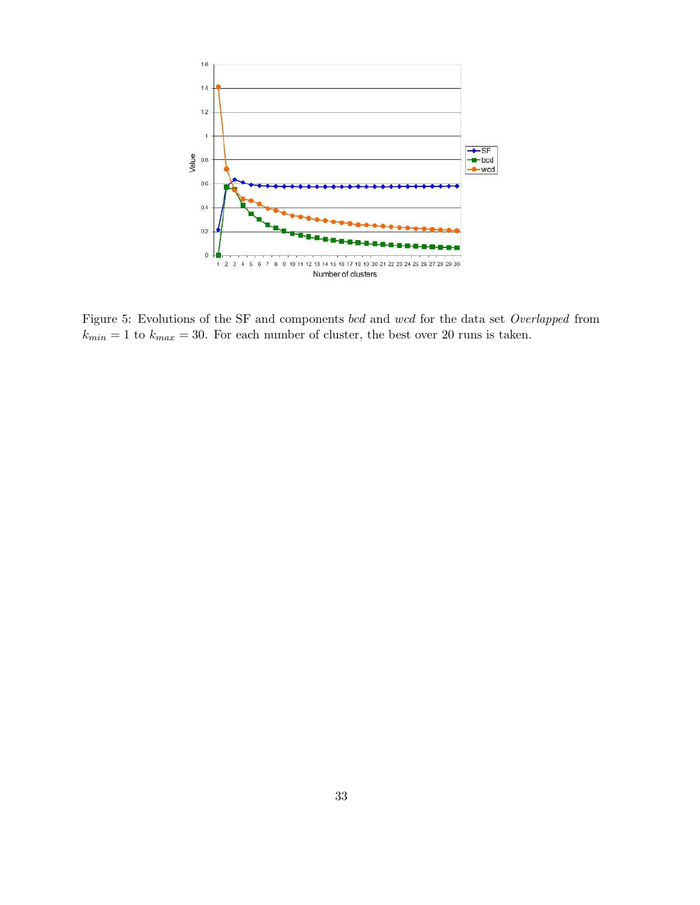Figure 5: Evolutions of the SF and components *bcd* and *wcd* for the data set *Overlapped* from $k_{min} = 1$ to $k_{max} = 30$. For each number of cluster, the best over 20 runs is taken.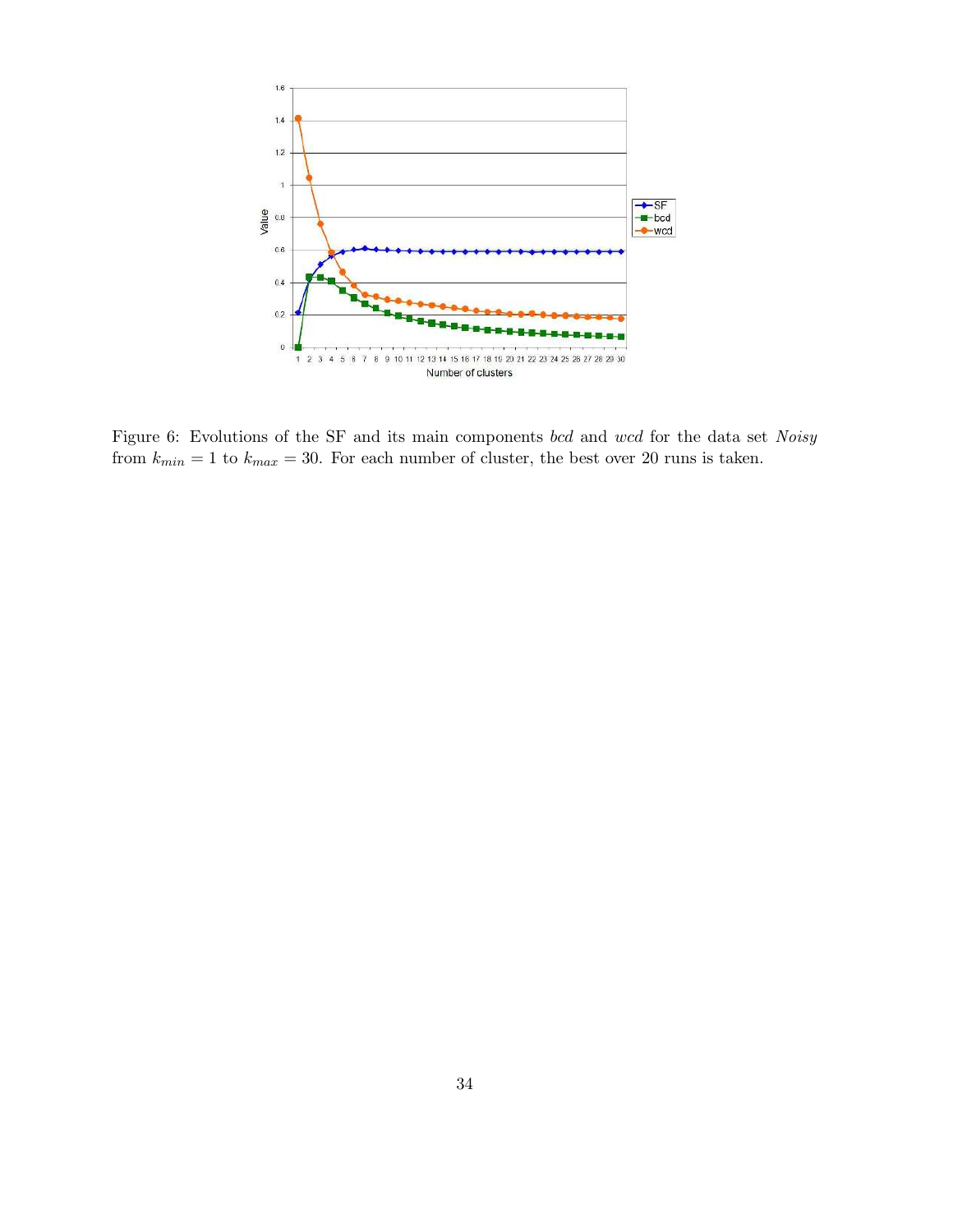Figure 6: Evolutions of the SF and its main components *bcd* and *wcd* for the data set *Noisy* from $k_{min} = 1$ to $k_{max} = 30$. For each number of cluster, the best over 20 runs is taken.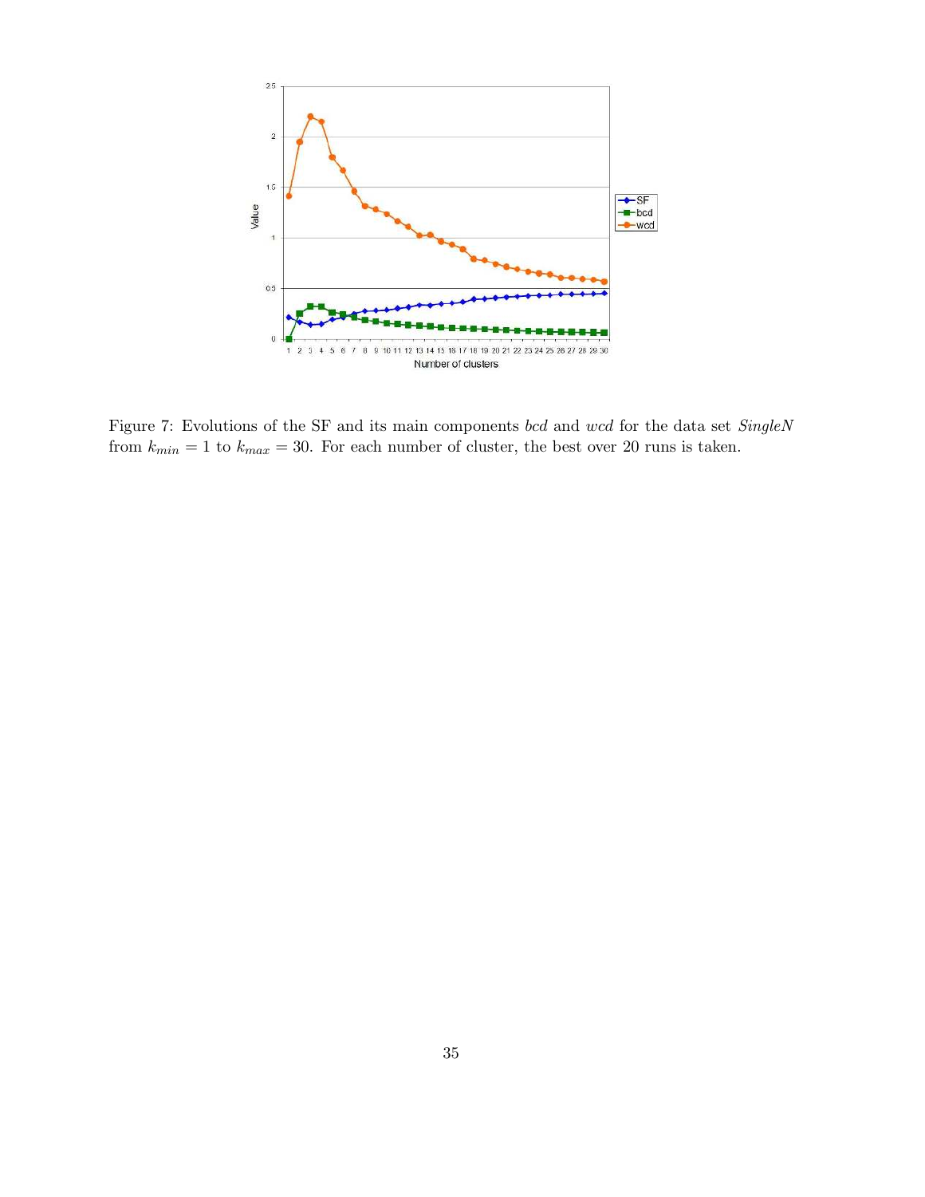Figure 7: Evolutions of the SF and its main components *bcd* and *wcd* for the data set *SingleN* from $k_{min} = 1$ to $k_{max} = 30$. For each number of cluster, the best over 20 runs is taken.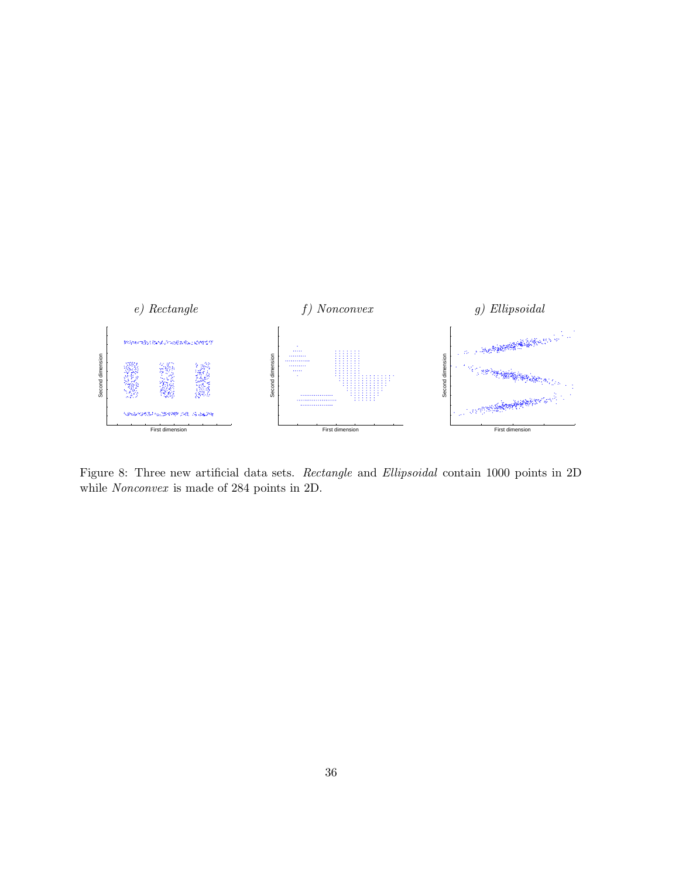*e) Rectangle*

Second dimension

First dimension

*f) Nonconvex*

Second dimension

First dimension

*g) Ellipsoidal*

Second dimension

First dimension

Figure 8: Three new artificial data sets. *Rectangle* and *Ellipsoidal* contain 1000 points in 2D while *Nonconvex* is made of 284 points in 2D.